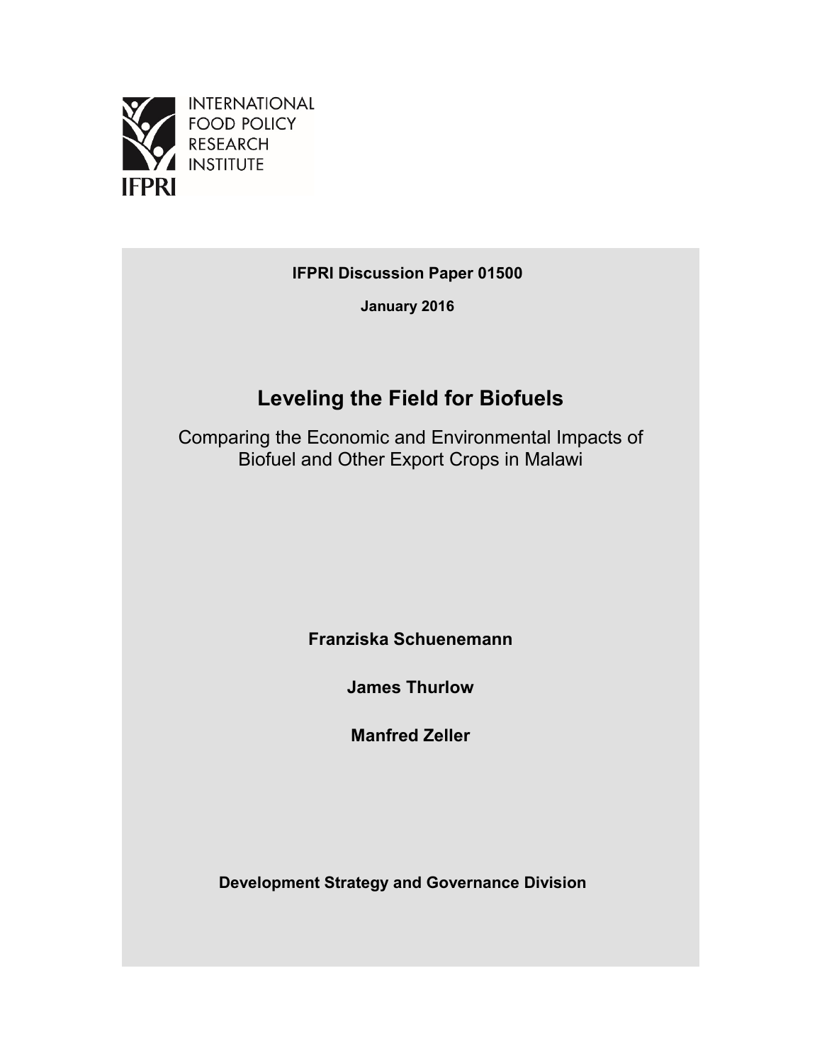INTERNATIONAL
FOOD POLICY
RESEARCH
INSTITUTE

IFPRI

**IFPRI Discussion Paper 01500**

**January 2016**

# Leveling the Field for Biofuels

Comparing the Economic and Environmental Impacts of Biofuel and Other Export Crops in Malawi

**Franziska Schuenemann**

**James Thurlow**

**Manfred Zeller**

**Development Strategy and Governance Division**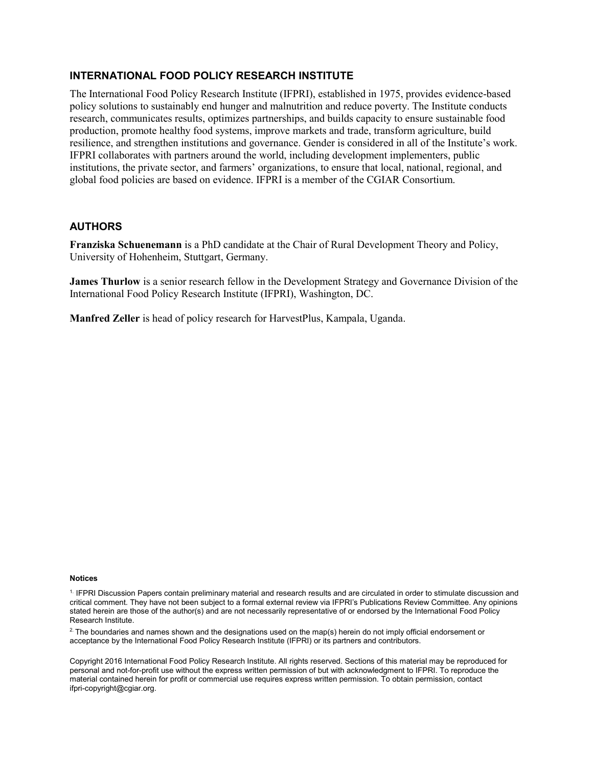## INTERNATIONAL FOOD POLICY RESEARCH INSTITUTE

The International Food Policy Research Institute (IFPRI), established in 1975, provides evidence-based policy solutions to sustainably end hunger and malnutrition and reduce poverty. The Institute conducts research, communicates results, optimizes partnerships, and builds capacity to ensure sustainable food production, promote healthy food systems, improve markets and trade, transform agriculture, build resilience, and strengthen institutions and governance. Gender is considered in all of the Institute's work. IFPRI collaborates with partners around the world, including development implementers, public institutions, the private sector, and farmers' organizations, to ensure that local, national, regional, and global food policies are based on evidence. IFPRI is a member of the CGIAR Consortium.

## AUTHORS

**Franziska Schuenemann** is a PhD candidate at the Chair of Rural Development Theory and Policy, University of Hohenheim, Stuttgart, Germany.

**James Thurlow** is a senior research fellow in the Development Strategy and Governance Division of the International Food Policy Research Institute (IFPRI), Washington, DC.

**Manfred Zeller** is head of policy research for HarvestPlus, Kampala, Uganda.

**Notices**

[1.] IFPRI Discussion Papers contain preliminary material and research results and are circulated in order to stimulate discussion and critical comment. They have not been subject to a formal external review via IFPRI's Publications Review Committee. Any opinions stated herein are those of the author(s) and are not necessarily representative of or endorsed by the International Food Policy Research Institute.

[2.] The boundaries and names shown and the designations used on the map(s) herein do not imply official endorsement or acceptance by the International Food Policy Research Institute (IFPRI) or its partners and contributors.

Copyright 2016 International Food Policy Research Institute. All rights reserved. Sections of this material may be reproduced for personal and not-for-profit use without the express written permission of but with acknowledgment to IFPRI. To reproduce the material contained herein for profit or commercial use requires express written permission. To obtain permission, contact ifpri-copyright@cgiar.org.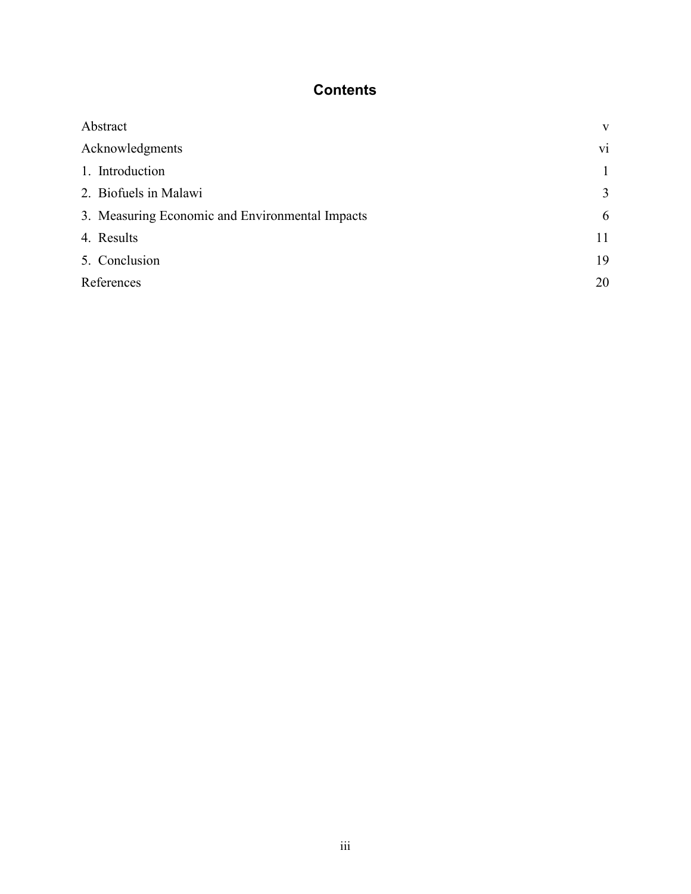# Contents

| | |
|---|---|
| Abstract | v |
| Acknowledgments | vi |
| 1. Introduction | 1 |
| 2. Biofuels in Malawi | 3 |
| 3. Measuring Economic and Environmental Impacts | 6 |
| 4. Results | 11 |
| 5. Conclusion | 19 |
| References | 20 |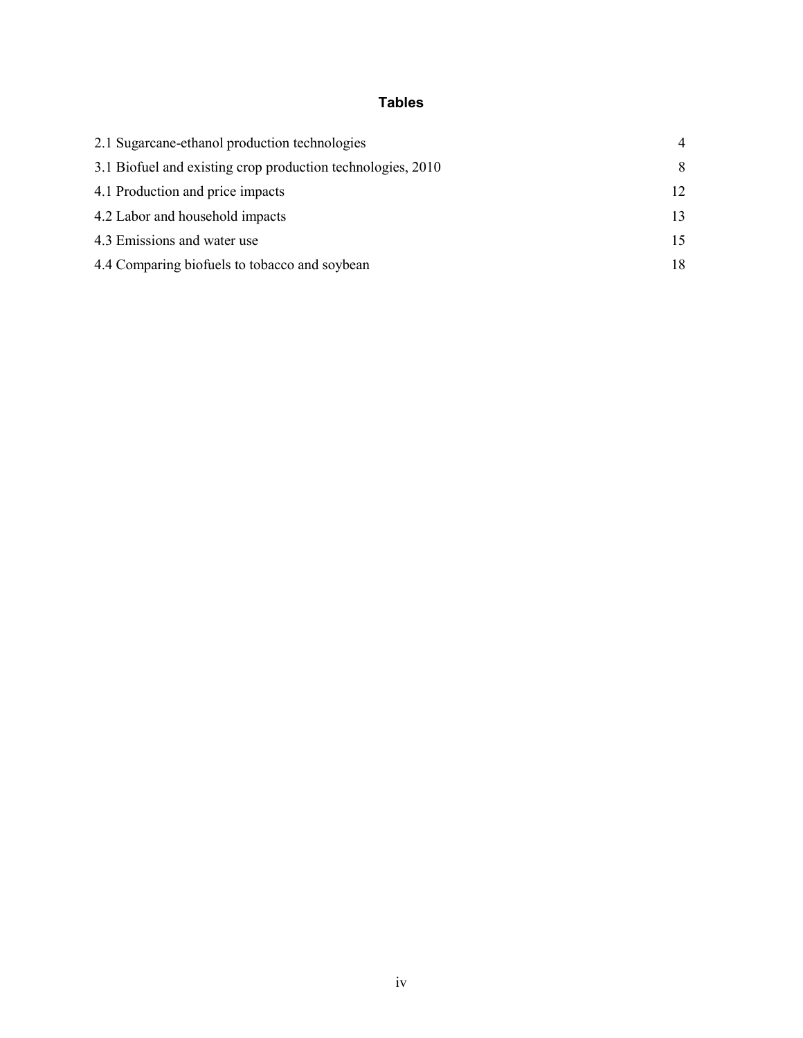## Tables

| | |
|---|---|
| 2.1 Sugarcane-ethanol production technologies | 4 |
| 3.1 Biofuel and existing crop production technologies, 2010 | 8 |
| 4.1 Production and price impacts | 12 |
| 4.2 Labor and household impacts | 13 |
| 4.3 Emissions and water use | 15 |
| 4.4 Comparing biofuels to tobacco and soybean | 18 |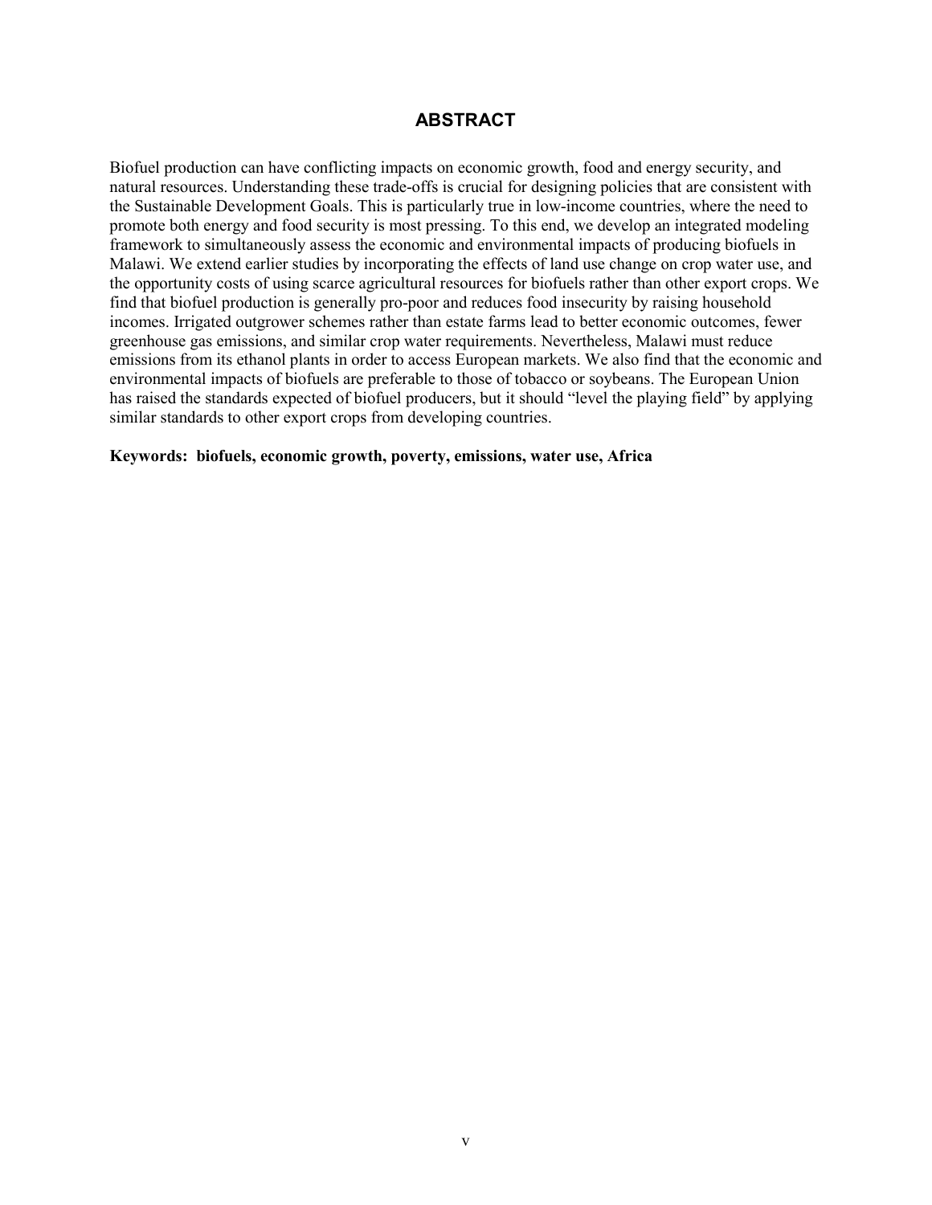# ABSTRACT

Biofuel production can have conflicting impacts on economic growth, food and energy security, and natural resources. Understanding these trade-offs is crucial for designing policies that are consistent with the Sustainable Development Goals. This is particularly true in low-income countries, where the need to promote both energy and food security is most pressing. To this end, we develop an integrated modeling framework to simultaneously assess the economic and environmental impacts of producing biofuels in Malawi. We extend earlier studies by incorporating the effects of land use change on crop water use, and the opportunity costs of using scarce agricultural resources for biofuels rather than other export crops. We find that biofuel production is generally pro-poor and reduces food insecurity by raising household incomes. Irrigated outgrower schemes rather than estate farms lead to better economic outcomes, fewer greenhouse gas emissions, and similar crop water requirements. Nevertheless, Malawi must reduce emissions from its ethanol plants in order to access European markets. We also find that the economic and environmental impacts of biofuels are preferable to those of tobacco or soybeans. The European Union has raised the standards expected of biofuel producers, but it should "level the playing field" by applying similar standards to other export crops from developing countries.

**Keywords: biofuels, economic growth, poverty, emissions, water use, Africa**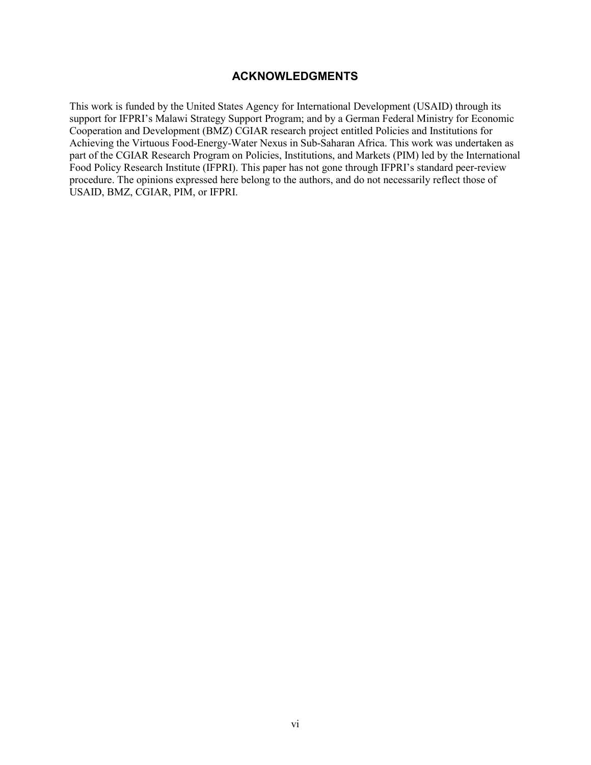## ACKNOWLEDGMENTS

This work is funded by the United States Agency for International Development (USAID) through its support for IFPRI's Malawi Strategy Support Program; and by a German Federal Ministry for Economic Cooperation and Development (BMZ) CGIAR research project entitled Policies and Institutions for Achieving the Virtuous Food-Energy-Water Nexus in Sub-Saharan Africa. This work was undertaken as part of the CGIAR Research Program on Policies, Institutions, and Markets (PIM) led by the International Food Policy Research Institute (IFPRI). This paper has not gone through IFPRI's standard peer-review procedure. The opinions expressed here belong to the authors, and do not necessarily reflect those of USAID, BMZ, CGIAR, PIM, or IFPRI.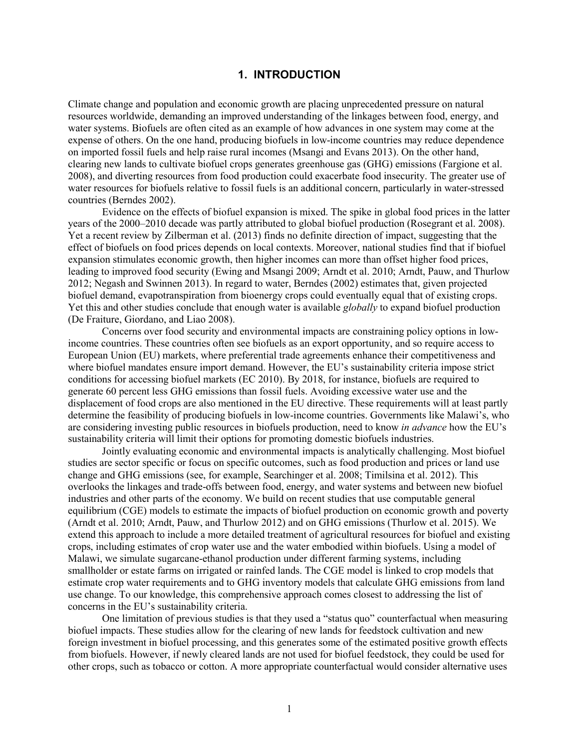# 1. INTRODUCTION

Climate change and population and economic growth are placing unprecedented pressure on natural resources worldwide, demanding an improved understanding of the linkages between food, energy, and water systems. Biofuels are often cited as an example of how advances in one system may come at the expense of others. On the one hand, producing biofuels in low-income countries may reduce dependence on imported fossil fuels and help raise rural incomes (Msangi and Evans 2013). On the other hand, clearing new lands to cultivate biofuel crops generates greenhouse gas (GHG) emissions (Fargione et al. 2008), and diverting resources from food production could exacerbate food insecurity. The greater use of water resources for biofuels relative to fossil fuels is an additional concern, particularly in water-stressed countries (Berndes 2002).

Evidence on the effects of biofuel expansion is mixed. The spike in global food prices in the latter years of the 2000–2010 decade was partly attributed to global biofuel production (Rosegrant et al. 2008). Yet a recent review by Zilberman et al. (2013) finds no definite direction of impact, suggesting that the effect of biofuels on food prices depends on local contexts. Moreover, national studies find that if biofuel expansion stimulates economic growth, then higher incomes can more than offset higher food prices, leading to improved food security (Ewing and Msangi 2009; Arndt et al. 2010; Arndt, Pauw, and Thurlow 2012; Negash and Swinnen 2013). In regard to water, Berndes (2002) estimates that, given projected biofuel demand, evapotranspiration from bioenergy crops could eventually equal that of existing crops. Yet this and other studies conclude that enough water is available *globally* to expand biofuel production (De Fraiture, Giordano, and Liao 2008).

Concerns over food security and environmental impacts are constraining policy options in low-income countries. These countries often see biofuels as an export opportunity, and so require access to European Union (EU) markets, where preferential trade agreements enhance their competitiveness and where biofuel mandates ensure import demand. However, the EU's sustainability criteria impose strict conditions for accessing biofuel markets (EC 2010). By 2018, for instance, biofuels are required to generate 60 percent less GHG emissions than fossil fuels. Avoiding excessive water use and the displacement of food crops are also mentioned in the EU directive. These requirements will at least partly determine the feasibility of producing biofuels in low-income countries. Governments like Malawi's, who are considering investing public resources in biofuels production, need to know *in advance* how the EU's sustainability criteria will limit their options for promoting domestic biofuels industries.

Jointly evaluating economic and environmental impacts is analytically challenging. Most biofuel studies are sector specific or focus on specific outcomes, such as food production and prices or land use change and GHG emissions (see, for example, Searchinger et al. 2008; Timilsina et al. 2012). This overlooks the linkages and trade-offs between food, energy, and water systems and between new biofuel industries and other parts of the economy. We build on recent studies that use computable general equilibrium (CGE) models to estimate the impacts of biofuel production on economic growth and poverty (Arndt et al. 2010; Arndt, Pauw, and Thurlow 2012) and on GHG emissions (Thurlow et al. 2015). We extend this approach to include a more detailed treatment of agricultural resources for biofuel and existing crops, including estimates of crop water use and the water embodied within biofuels. Using a model of Malawi, we simulate sugarcane-ethanol production under different farming systems, including smallholder or estate farms on irrigated or rainfed lands. The CGE model is linked to crop models that estimate crop water requirements and to GHG inventory models that calculate GHG emissions from land use change. To our knowledge, this comprehensive approach comes closest to addressing the list of concerns in the EU's sustainability criteria.

One limitation of previous studies is that they used a "status quo" counterfactual when measuring biofuel impacts. These studies allow for the clearing of new lands for feedstock cultivation and new foreign investment in biofuel processing, and this generates some of the estimated positive growth effects from biofuels. However, if newly cleared lands are not used for biofuel feedstock, they could be used for other crops, such as tobacco or cotton. A more appropriate counterfactual would consider alternative uses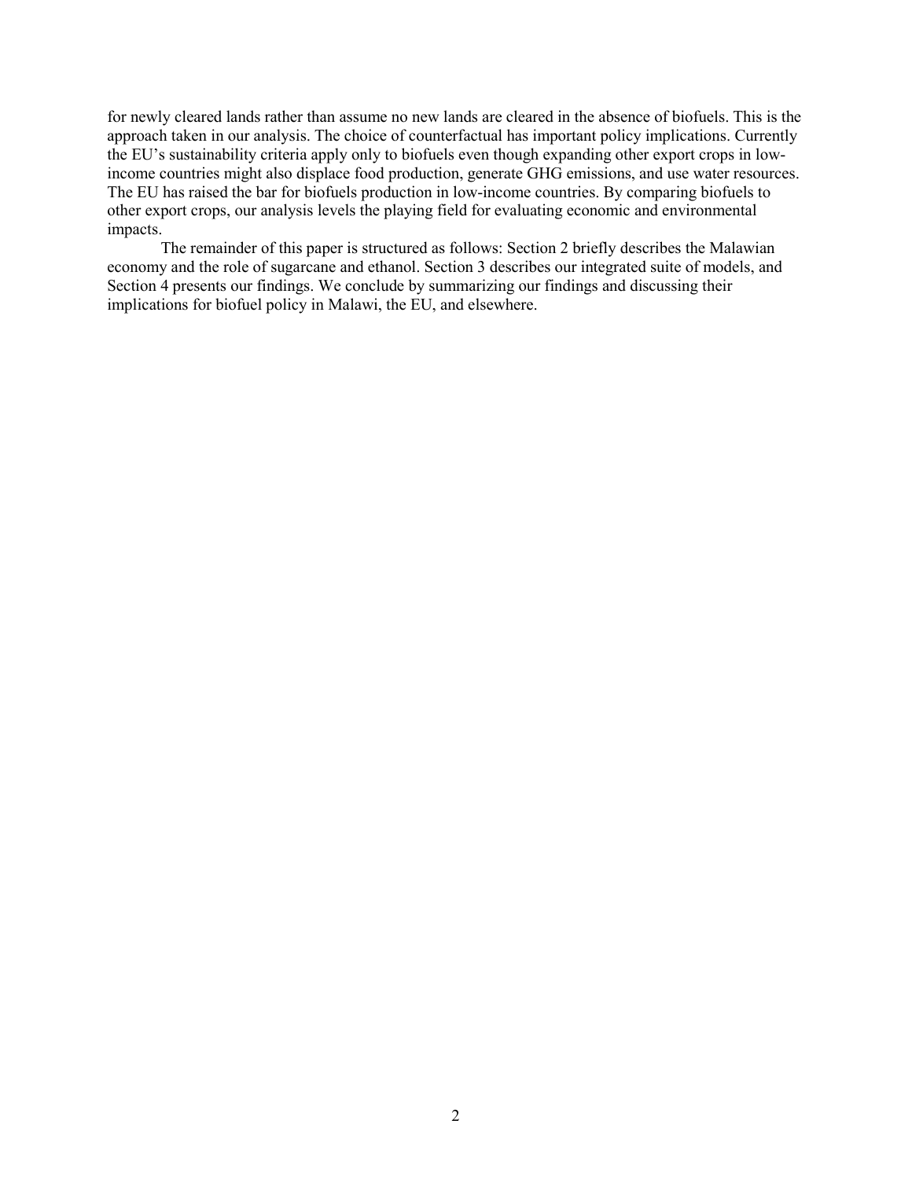for newly cleared lands rather than assume no new lands are cleared in the absence of biofuels. This is the approach taken in our analysis. The choice of counterfactual has important policy implications. Currently the EU's sustainability criteria apply only to biofuels even though expanding other export crops in low-income countries might also displace food production, generate GHG emissions, and use water resources. The EU has raised the bar for biofuels production in low-income countries. By comparing biofuels to other export crops, our analysis levels the playing field for evaluating economic and environmental impacts.

The remainder of this paper is structured as follows: Section 2 briefly describes the Malawian economy and the role of sugarcane and ethanol. Section 3 describes our integrated suite of models, and Section 4 presents our findings. We conclude by summarizing our findings and discussing their implications for biofuel policy in Malawi, the EU, and elsewhere.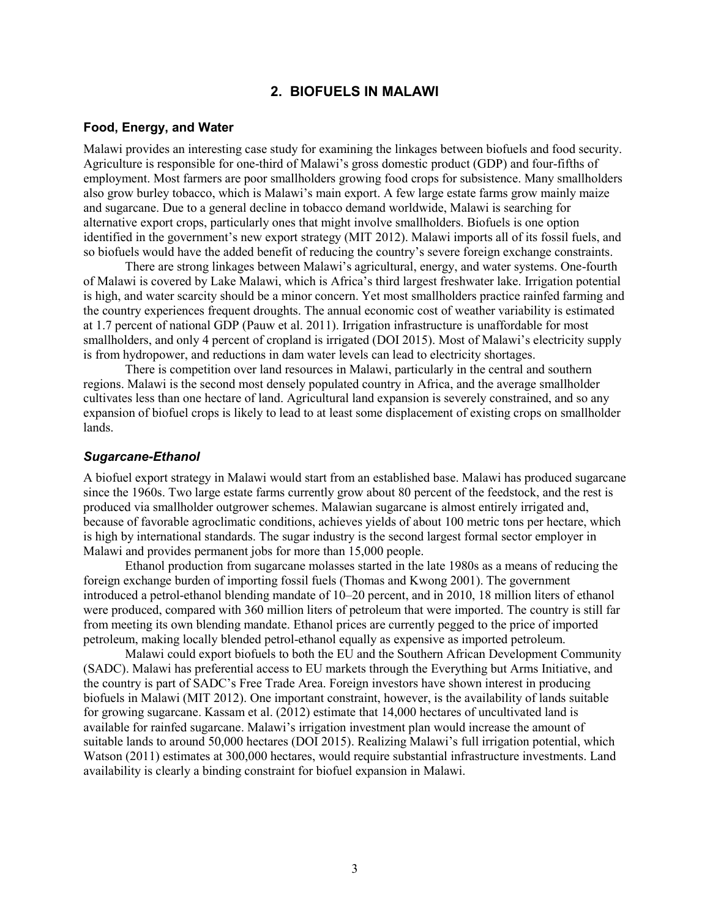## 2. BIOFUELS IN MALAWI

### Food, Energy, and Water

Malawi provides an interesting case study for examining the linkages between biofuels and food security. Agriculture is responsible for one-third of Malawi's gross domestic product (GDP) and four-fifths of employment. Most farmers are poor smallholders growing food crops for subsistence. Many smallholders also grow burley tobacco, which is Malawi's main export. A few large estate farms grow mainly maize and sugarcane. Due to a general decline in tobacco demand worldwide, Malawi is searching for alternative export crops, particularly ones that might involve smallholders. Biofuels is one option identified in the government's new export strategy (MIT 2012). Malawi imports all of its fossil fuels, and so biofuels would have the added benefit of reducing the country's severe foreign exchange constraints.

There are strong linkages between Malawi's agricultural, energy, and water systems. One-fourth of Malawi is covered by Lake Malawi, which is Africa's third largest freshwater lake. Irrigation potential is high, and water scarcity should be a minor concern. Yet most smallholders practice rainfed farming and the country experiences frequent droughts. The annual economic cost of weather variability is estimated at 1.7 percent of national GDP (Pauw et al. 2011). Irrigation infrastructure is unaffordable for most smallholders, and only 4 percent of cropland is irrigated (DOI 2015). Most of Malawi's electricity supply is from hydropower, and reductions in dam water levels can lead to electricity shortages.

There is competition over land resources in Malawi, particularly in the central and southern regions. Malawi is the second most densely populated country in Africa, and the average smallholder cultivates less than one hectare of land. Agricultural land expansion is severely constrained, and so any expansion of biofuel crops is likely to lead to at least some displacement of existing crops on smallholder lands.

### *Sugarcane-Ethanol*

A biofuel export strategy in Malawi would start from an established base. Malawi has produced sugarcane since the 1960s. Two large estate farms currently grow about 80 percent of the feedstock, and the rest is produced via smallholder outgrower schemes. Malawian sugarcane is almost entirely irrigated and, because of favorable agroclimatic conditions, achieves yields of about 100 metric tons per hectare, which is high by international standards. The sugar industry is the second largest formal sector employer in Malawi and provides permanent jobs for more than 15,000 people.

Ethanol production from sugarcane molasses started in the late 1980s as a means of reducing the foreign exchange burden of importing fossil fuels (Thomas and Kwong 2001). The government introduced a petrol-ethanol blending mandate of 10–20 percent, and in 2010, 18 million liters of ethanol were produced, compared with 360 million liters of petroleum that were imported. The country is still far from meeting its own blending mandate. Ethanol prices are currently pegged to the price of imported petroleum, making locally blended petrol-ethanol equally as expensive as imported petroleum.

Malawi could export biofuels to both the EU and the Southern African Development Community (SADC). Malawi has preferential access to EU markets through the Everything but Arms Initiative, and the country is part of SADC's Free Trade Area. Foreign investors have shown interest in producing biofuels in Malawi (MIT 2012). One important constraint, however, is the availability of lands suitable for growing sugarcane. Kassam et al. (2012) estimate that 14,000 hectares of uncultivated land is available for rainfed sugarcane. Malawi's irrigation investment plan would increase the amount of suitable lands to around 50,000 hectares (DOI 2015). Realizing Malawi's full irrigation potential, which Watson (2011) estimates at 300,000 hectares, would require substantial infrastructure investments. Land availability is clearly a binding constraint for biofuel expansion in Malawi.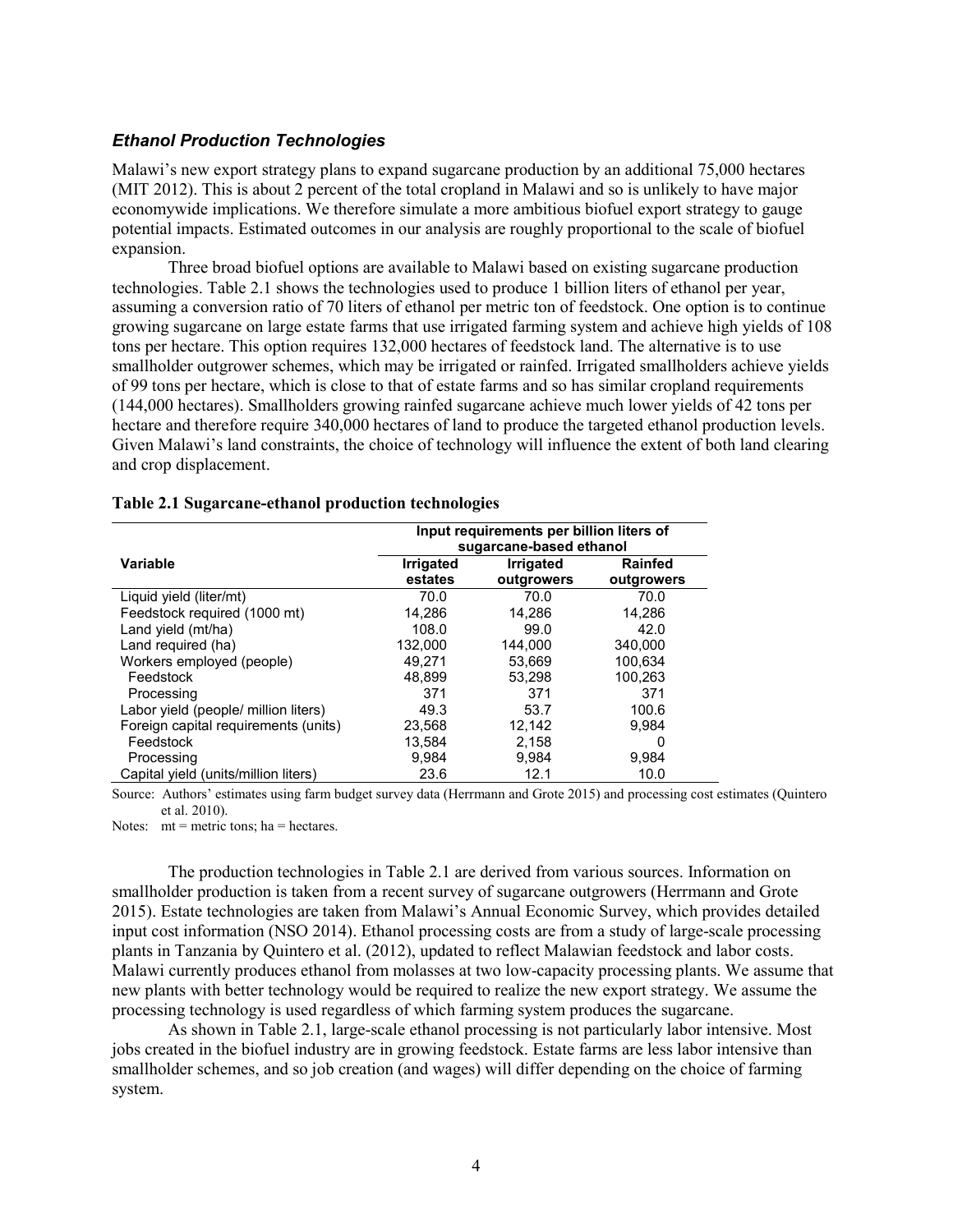### *Ethanol Production Technologies*

Malawi's new export strategy plans to expand sugarcane production by an additional 75,000 hectares (MIT 2012). This is about 2 percent of the total cropland in Malawi and so is unlikely to have major economywide implications. We therefore simulate a more ambitious biofuel export strategy to gauge potential impacts. Estimated outcomes in our analysis are roughly proportional to the scale of biofuel expansion.

Three broad biofuel options are available to Malawi based on existing sugarcane production technologies. Table 2.1 shows the technologies used to produce 1 billion liters of ethanol per year, assuming a conversion ratio of 70 liters of ethanol per metric ton of feedstock. One option is to continue growing sugarcane on large estate farms that use irrigated farming system and achieve high yields of 108 tons per hectare. This option requires 132,000 hectares of feedstock land. The alternative is to use smallholder outgrower schemes, which may be irrigated or rainfed. Irrigated smallholders achieve yields of 99 tons per hectare, which is close to that of estate farms and so has similar cropland requirements (144,000 hectares). Smallholders growing rainfed sugarcane achieve much lower yields of 42 tons per hectare and therefore require 340,000 hectares of land to produce the targeted ethanol production levels. Given Malawi's land constraints, the choice of technology will influence the extent of both land clearing and crop displacement.

**Table 2.1 Sugarcane-ethanol production technologies**

| | Input requirements per billion liters of sugarcane-based ethanol | | |
|---|---|---|---|
| **Variable** | **Irrigated estates** | **Irrigated outgrowers** | **Rainfed outgrowers** |
| Liquid yield (liter/mt) | 70.0 | 70.0 | 70.0 |
| Feedstock required (1000 mt) | 14,286 | 14,286 | 14,286 |
| Land yield (mt/ha) | 108.0 | 99.0 | 42.0 |
| Land required (ha) | 132,000 | 144,000 | 340,000 |
| Workers employed (people) | 49,271 | 53,669 | 100,634 |
| Feedstock | 48,899 | 53,298 | 100,263 |
| Processing | 371 | 371 | 371 |
| Labor yield (people/ million liters) | 49.3 | 53.7 | 100.6 |
| Foreign capital requirements (units) | 23,568 | 12,142 | 9,984 |
| Feedstock | 13,584 | 2,158 | 0 |
| Processing | 9,984 | 9,984 | 9,984 |
| Capital yield (units/million liters) | 23.6 | 12.1 | 10.0 |

Source: Authors' estimates using farm budget survey data (Herrmann and Grote 2015) and processing cost estimates (Quintero et al. 2010).

Notes: mt = metric tons; ha = hectares.

The production technologies in Table 2.1 are derived from various sources. Information on smallholder production is taken from a recent survey of sugarcane outgrowers (Herrmann and Grote 2015). Estate technologies are taken from Malawi's Annual Economic Survey, which provides detailed input cost information (NSO 2014). Ethanol processing costs are from a study of large-scale processing plants in Tanzania by Quintero et al. (2012), updated to reflect Malawian feedstock and labor costs. Malawi currently produces ethanol from molasses at two low-capacity processing plants. We assume that new plants with better technology would be required to realize the new export strategy. We assume the processing technology is used regardless of which farming system produces the sugarcane.

As shown in Table 2.1, large-scale ethanol processing is not particularly labor intensive. Most jobs created in the biofuel industry are in growing feedstock. Estate farms are less labor intensive than smallholder schemes, and so job creation (and wages) will differ depending on the choice of farming system.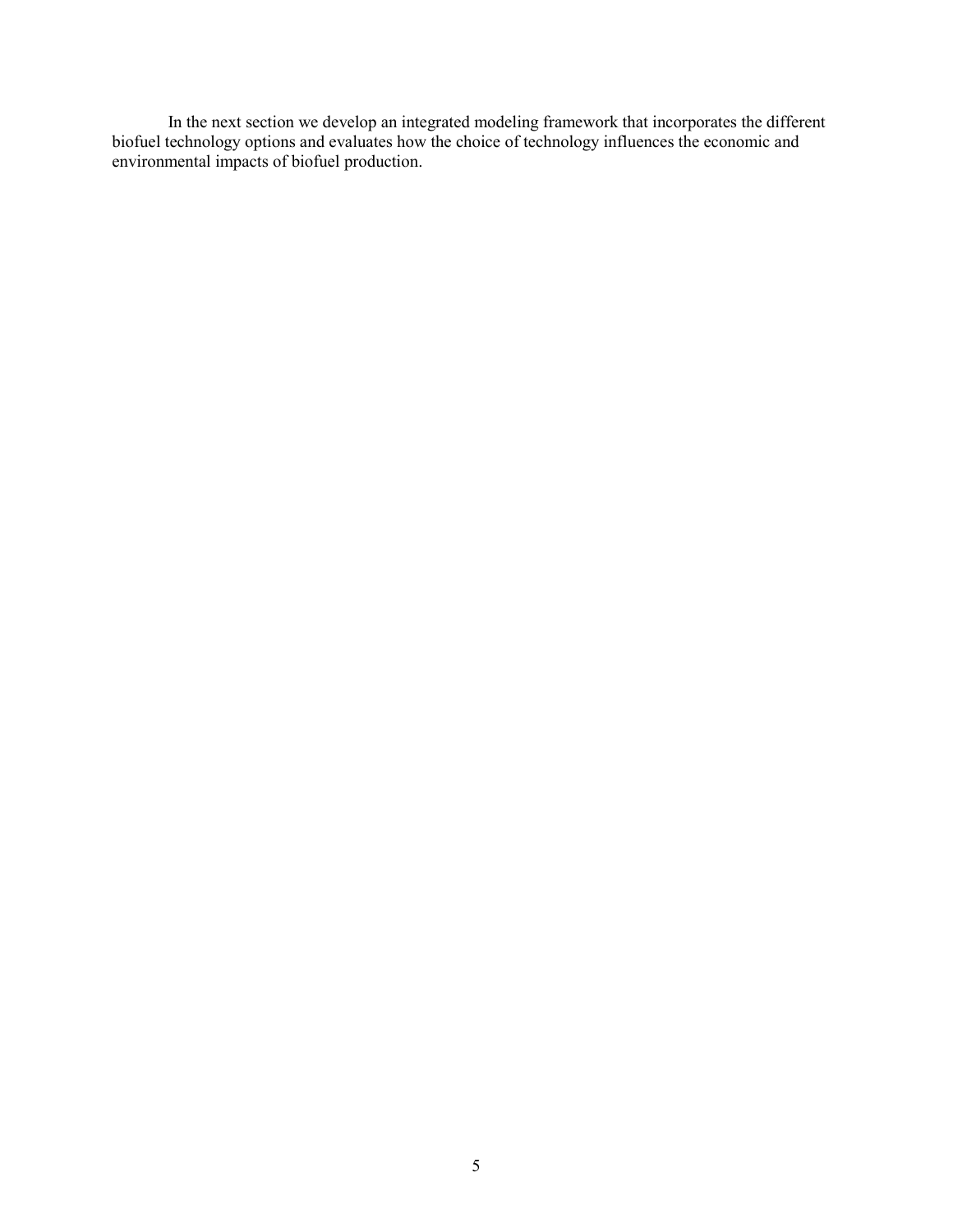In the next section we develop an integrated modeling framework that incorporates the different biofuel technology options and evaluates how the choice of technology influences the economic and environmental impacts of biofuel production.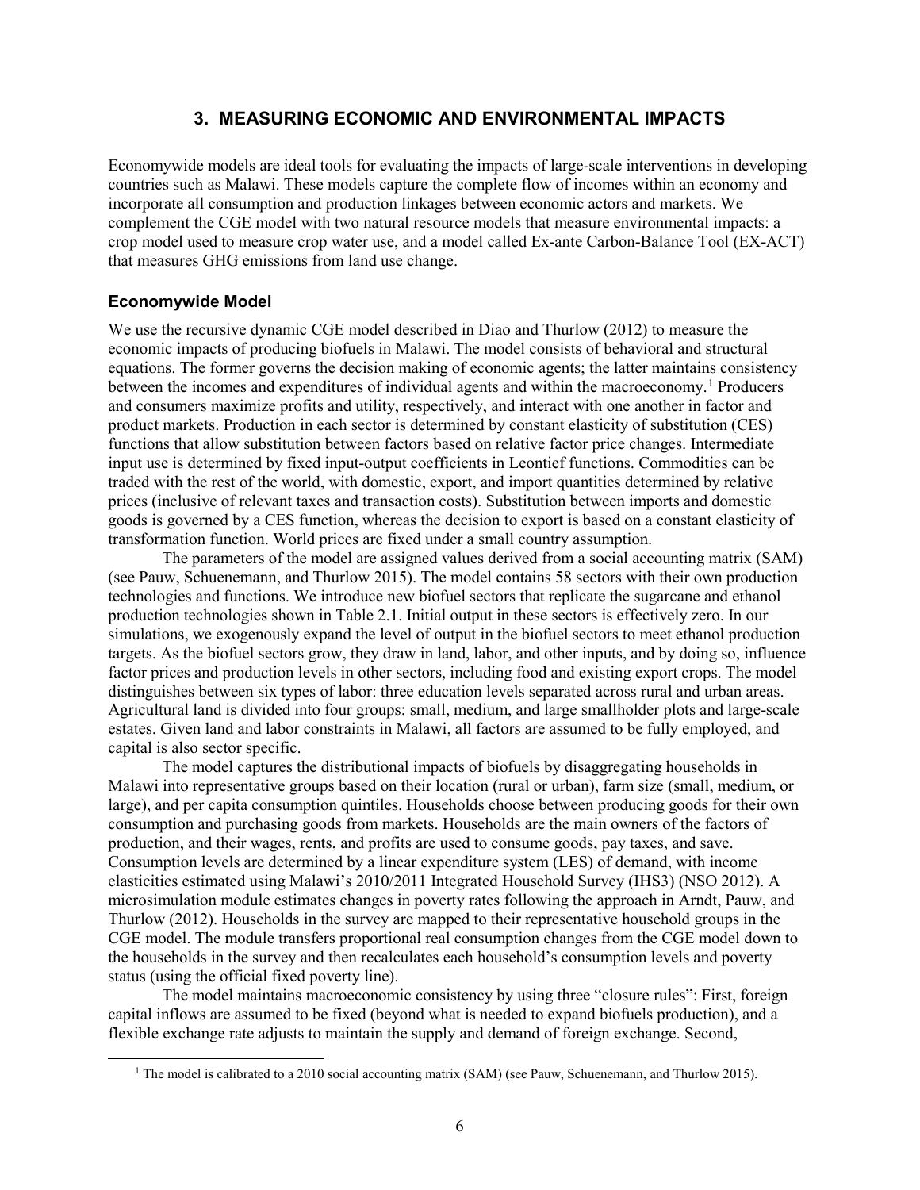## 3. MEASURING ECONOMIC AND ENVIRONMENTAL IMPACTS

Economywide models are ideal tools for evaluating the impacts of large-scale interventions in developing countries such as Malawi. These models capture the complete flow of incomes within an economy and incorporate all consumption and production linkages between economic actors and markets. We complement the CGE model with two natural resource models that measure environmental impacts: a crop model used to measure crop water use, and a model called Ex-ante Carbon-Balance Tool (EX-ACT) that measures GHG emissions from land use change.

### Economywide Model

We use the recursive dynamic CGE model described in Diao and Thurlow (2012) to measure the economic impacts of producing biofuels in Malawi. The model consists of behavioral and structural equations. The former governs the decision making of economic agents; the latter maintains consistency between the incomes and expenditures of individual agents and within the macroeconomy.[1] Producers and consumers maximize profits and utility, respectively, and interact with one another in factor and product markets. Production in each sector is determined by constant elasticity of substitution (CES) functions that allow substitution between factors based on relative factor price changes. Intermediate input use is determined by fixed input-output coefficients in Leontief functions. Commodities can be traded with the rest of the world, with domestic, export, and import quantities determined by relative prices (inclusive of relevant taxes and transaction costs). Substitution between imports and domestic goods is governed by a CES function, whereas the decision to export is based on a constant elasticity of transformation function. World prices are fixed under a small country assumption.

The parameters of the model are assigned values derived from a social accounting matrix (SAM) (see Pauw, Schuenemann, and Thurlow 2015). The model contains 58 sectors with their own production technologies and functions. We introduce new biofuel sectors that replicate the sugarcane and ethanol production technologies shown in Table 2.1. Initial output in these sectors is effectively zero. In our simulations, we exogenously expand the level of output in the biofuel sectors to meet ethanol production targets. As the biofuel sectors grow, they draw in land, labor, and other inputs, and by doing so, influence factor prices and production levels in other sectors, including food and existing export crops. The model distinguishes between six types of labor: three education levels separated across rural and urban areas. Agricultural land is divided into four groups: small, medium, and large smallholder plots and large-scale estates. Given land and labor constraints in Malawi, all factors are assumed to be fully employed, and capital is also sector specific.

The model captures the distributional impacts of biofuels by disaggregating households in Malawi into representative groups based on their location (rural or urban), farm size (small, medium, or large), and per capita consumption quintiles. Households choose between producing goods for their own consumption and purchasing goods from markets. Households are the main owners of the factors of production, and their wages, rents, and profits are used to consume goods, pay taxes, and save. Consumption levels are determined by a linear expenditure system (LES) of demand, with income elasticities estimated using Malawi's 2010/2011 Integrated Household Survey (IHS3) (NSO 2012). A microsimulation module estimates changes in poverty rates following the approach in Arndt, Pauw, and Thurlow (2012). Households in the survey are mapped to their representative household groups in the CGE model. The module transfers proportional real consumption changes from the CGE model down to the households in the survey and then recalculates each household's consumption levels and poverty status (using the official fixed poverty line).

The model maintains macroeconomic consistency by using three "closure rules": First, foreign capital inflows are assumed to be fixed (beyond what is needed to expand biofuels production), and a flexible exchange rate adjusts to maintain the supply and demand of foreign exchange. Second,

[1] The model is calibrated to a 2010 social accounting matrix (SAM) (see Pauw, Schuenemann, and Thurlow 2015).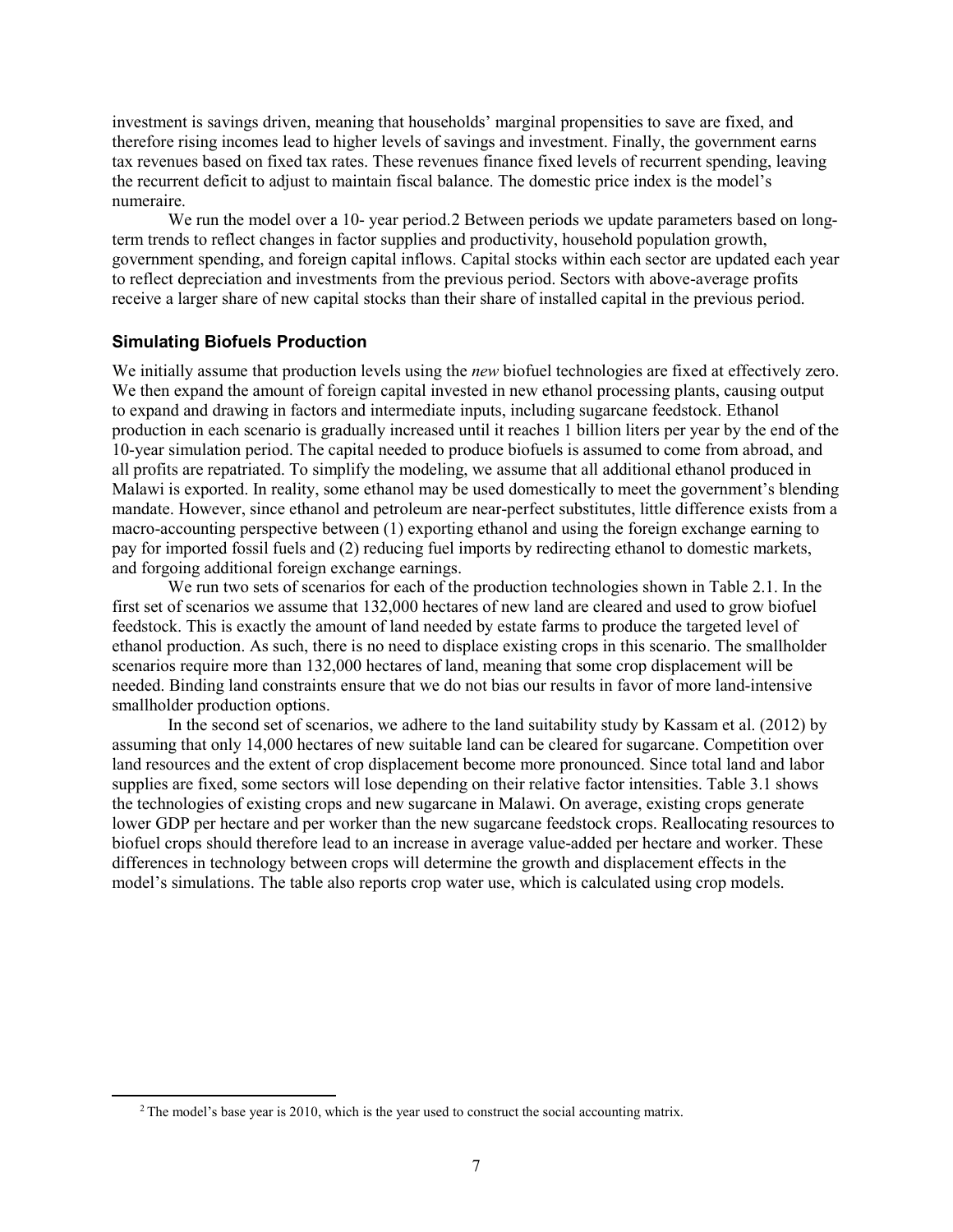investment is savings driven, meaning that households' marginal propensities to save are fixed, and therefore rising incomes lead to higher levels of savings and investment. Finally, the government earns tax revenues based on fixed tax rates. These revenues finance fixed levels of recurrent spending, leaving the recurrent deficit to adjust to maintain fiscal balance. The domestic price index is the model's numeraire.

We run the model over a 10- year period.[2] Between periods we update parameters based on long-term trends to reflect changes in factor supplies and productivity, household population growth, government spending, and foreign capital inflows. Capital stocks within each sector are updated each year to reflect depreciation and investments from the previous period. Sectors with above-average profits receive a larger share of new capital stocks than their share of installed capital in the previous period.

### Simulating Biofuels Production

We initially assume that production levels using the *new* biofuel technologies are fixed at effectively zero. We then expand the amount of foreign capital invested in new ethanol processing plants, causing output to expand and drawing in factors and intermediate inputs, including sugarcane feedstock. Ethanol production in each scenario is gradually increased until it reaches 1 billion liters per year by the end of the 10-year simulation period. The capital needed to produce biofuels is assumed to come from abroad, and all profits are repatriated. To simplify the modeling, we assume that all additional ethanol produced in Malawi is exported. In reality, some ethanol may be used domestically to meet the government's blending mandate. However, since ethanol and petroleum are near-perfect substitutes, little difference exists from a macro-accounting perspective between (1) exporting ethanol and using the foreign exchange earning to pay for imported fossil fuels and (2) reducing fuel imports by redirecting ethanol to domestic markets, and forgoing additional foreign exchange earnings.

We run two sets of scenarios for each of the production technologies shown in Table 2.1. In the first set of scenarios we assume that 132,000 hectares of new land are cleared and used to grow biofuel feedstock. This is exactly the amount of land needed by estate farms to produce the targeted level of ethanol production. As such, there is no need to displace existing crops in this scenario. The smallholder scenarios require more than 132,000 hectares of land, meaning that some crop displacement will be needed. Binding land constraints ensure that we do not bias our results in favor of more land-intensive smallholder production options.

In the second set of scenarios, we adhere to the land suitability study by Kassam et al. (2012) by assuming that only 14,000 hectares of new suitable land can be cleared for sugarcane. Competition over land resources and the extent of crop displacement become more pronounced. Since total land and labor supplies are fixed, some sectors will lose depending on their relative factor intensities. Table 3.1 shows the technologies of existing crops and new sugarcane in Malawi. On average, existing crops generate lower GDP per hectare and per worker than the new sugarcane feedstock crops. Reallocating resources to biofuel crops should therefore lead to an increase in average value-added per hectare and worker. These differences in technology between crops will determine the growth and displacement effects in the model's simulations. The table also reports crop water use, which is calculated using crop models.

[2] The model's base year is 2010, which is the year used to construct the social accounting matrix.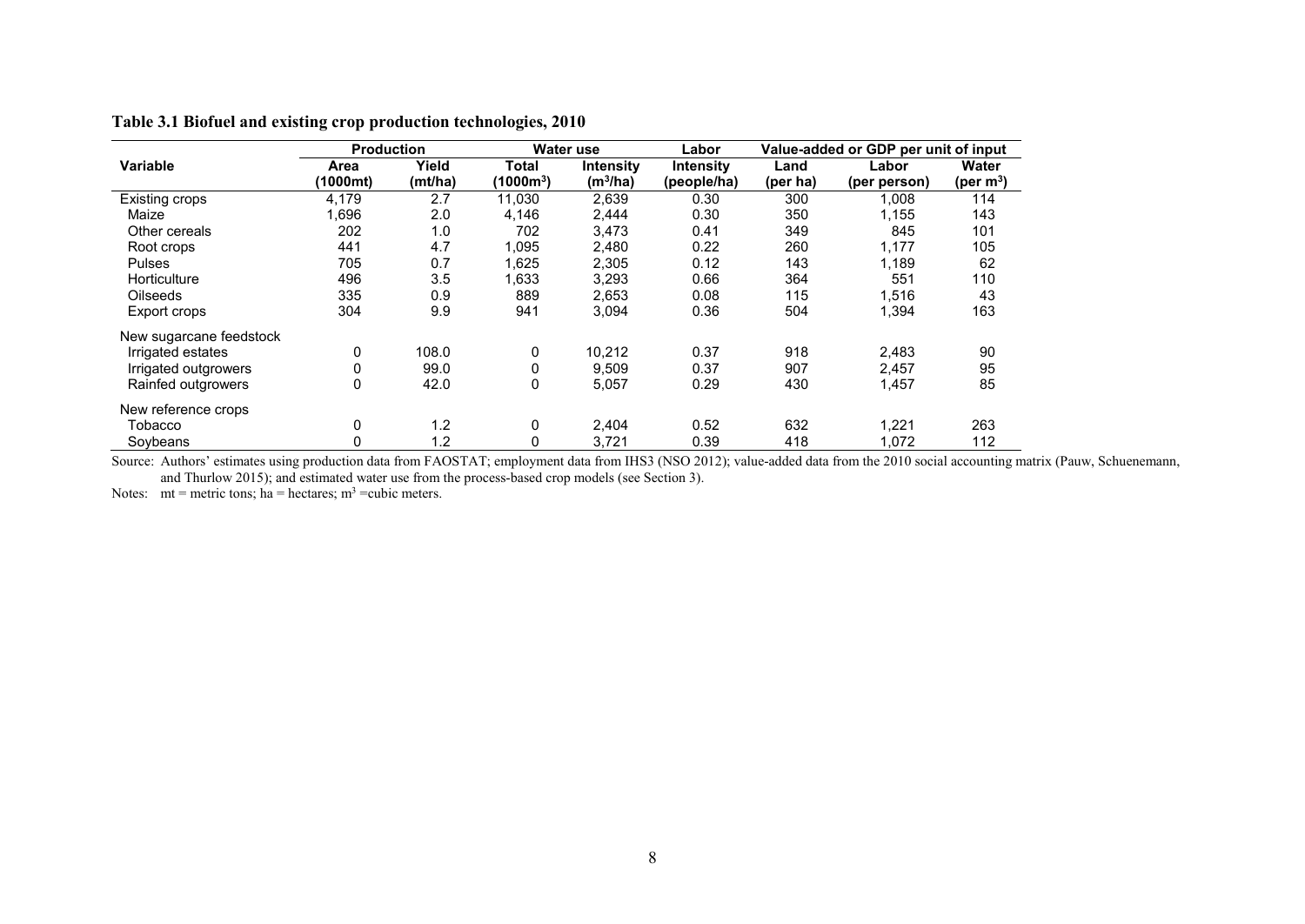**Table 3.1 Biofuel and existing crop production technologies, 2010**

| Variable | Production | | Water use | | Labor | Value-added or GDP per unit of input | | |
|---|---|---|---|---|---|---|---|---|
| | Area (1000mt) | Yield (mt/ha) | Total ($1000m^3$) | Intensity ($m^3$/ha) | Intensity (people/ha) | Land (per ha) | Labor (per person) | Water (per $m^3$) |
| Existing crops | 4,179 | 2.7 | 11,030 | 2,639 | 0.30 | 300 | 1,008 | 114 |
| Maize | 1,696 | 2.0 | 4,146 | 2,444 | 0.30 | 350 | 1,155 | 143 |
| Other cereals | 202 | 1.0 | 702 | 3,473 | 0.41 | 349 | 845 | 101 |
| Root crops | 441 | 4.7 | 1,095 | 2,480 | 0.22 | 260 | 1,177 | 105 |
| Pulses | 705 | 0.7 | 1,625 | 2,305 | 0.12 | 143 | 1,189 | 62 |
| Horticulture | 496 | 3.5 | 1,633 | 3,293 | 0.66 | 364 | 551 | 110 |
| Oilseeds | 335 | 0.9 | 889 | 2,653 | 0.08 | 115 | 1,516 | 43 |
| Export crops | 304 | 9.9 | 941 | 3,094 | 0.36 | 504 | 1,394 | 163 |
| New sugarcane feedstock | | | | | | | | |
| Irrigated estates | 0 | 108.0 | 0 | 10,212 | 0.37 | 918 | 2,483 | 90 |
| Irrigated outgrowers | 0 | 99.0 | 0 | 9,509 | 0.37 | 907 | 2,457 | 95 |
| Rainfed outgrowers | 0 | 42.0 | 0 | 5,057 | 0.29 | 430 | 1,457 | 85 |
| New reference crops | | | | | | | | |
| Tobacco | 0 | 1.2 | 0 | 2,404 | 0.52 | 632 | 1,221 | 263 |
| Soybeans | 0 | 1.2 | 0 | 3,721 | 0.39 | 418 | 1,072 | 112 |

Source: Authors' estimates using production data from FAOSTAT; employment data from IHS3 (NSO 2012); value-added data from the 2010 social accounting matrix (Pauw, Schuenemann, and Thurlow 2015); and estimated water use from the process-based crop models (see Section 3).

Notes: mt = metric tons; ha = hectares; $m^3$ =cubic meters.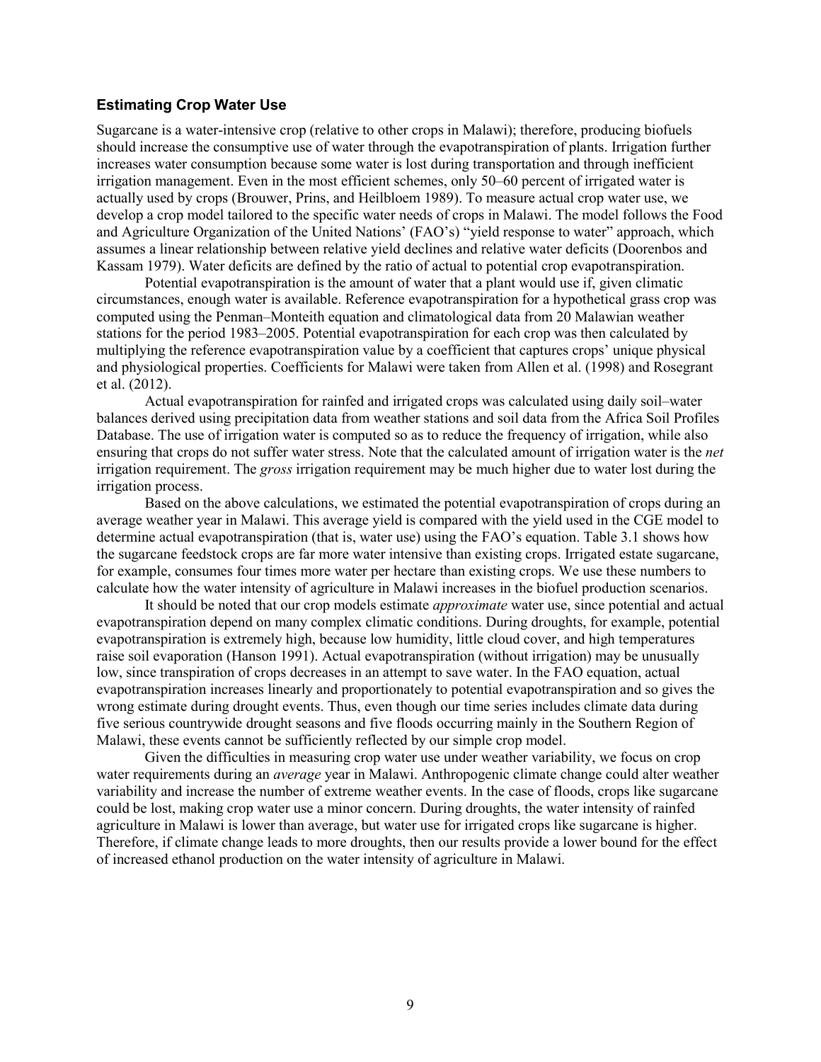### Estimating Crop Water Use

Sugarcane is a water-intensive crop (relative to other crops in Malawi); therefore, producing biofuels should increase the consumptive use of water through the evapotranspiration of plants. Irrigation further increases water consumption because some water is lost during transportation and through inefficient irrigation management. Even in the most efficient schemes, only 50–60 percent of irrigated water is actually used by crops (Brouwer, Prins, and Heilbloem 1989). To measure actual crop water use, we develop a crop model tailored to the specific water needs of crops in Malawi. The model follows the Food and Agriculture Organization of the United Nations' (FAO's) "yield response to water" approach, which assumes a linear relationship between relative yield declines and relative water deficits (Doorenbos and Kassam 1979). Water deficits are defined by the ratio of actual to potential crop evapotranspiration.

Potential evapotranspiration is the amount of water that a plant would use if, given climatic circumstances, enough water is available. Reference evapotranspiration for a hypothetical grass crop was computed using the Penman–Monteith equation and climatological data from 20 Malawian weather stations for the period 1983–2005. Potential evapotranspiration for each crop was then calculated by multiplying the reference evapotranspiration value by a coefficient that captures crops' unique physical and physiological properties. Coefficients for Malawi were taken from Allen et al. (1998) and Rosegrant et al. (2012).

Actual evapotranspiration for rainfed and irrigated crops was calculated using daily soil–water balances derived using precipitation data from weather stations and soil data from the Africa Soil Profiles Database. The use of irrigation water is computed so as to reduce the frequency of irrigation, while also ensuring that crops do not suffer water stress. Note that the calculated amount of irrigation water is the *net* irrigation requirement. The *gross* irrigation requirement may be much higher due to water lost during the irrigation process.

Based on the above calculations, we estimated the potential evapotranspiration of crops during an average weather year in Malawi. This average yield is compared with the yield used in the CGE model to determine actual evapotranspiration (that is, water use) using the FAO's equation. Table 3.1 shows how the sugarcane feedstock crops are far more water intensive than existing crops. Irrigated estate sugarcane, for example, consumes four times more water per hectare than existing crops. We use these numbers to calculate how the water intensity of agriculture in Malawi increases in the biofuel production scenarios.

It should be noted that our crop models estimate *approximate* water use, since potential and actual evapotranspiration depend on many complex climatic conditions. During droughts, for example, potential evapotranspiration is extremely high, because low humidity, little cloud cover, and high temperatures raise soil evaporation (Hanson 1991). Actual evapotranspiration (without irrigation) may be unusually low, since transpiration of crops decreases in an attempt to save water. In the FAO equation, actual evapotranspiration increases linearly and proportionately to potential evapotranspiration and so gives the wrong estimate during drought events. Thus, even though our time series includes climate data during five serious countrywide drought seasons and five floods occurring mainly in the Southern Region of Malawi, these events cannot be sufficiently reflected by our simple crop model.

Given the difficulties in measuring crop water use under weather variability, we focus on crop water requirements during an *average* year in Malawi. Anthropogenic climate change could alter weather variability and increase the number of extreme weather events. In the case of floods, crops like sugarcane could be lost, making crop water use a minor concern. During droughts, the water intensity of rainfed agriculture in Malawi is lower than average, but water use for irrigated crops like sugarcane is higher. Therefore, if climate change leads to more droughts, then our results provide a lower bound for the effect of increased ethanol production on the water intensity of agriculture in Malawi.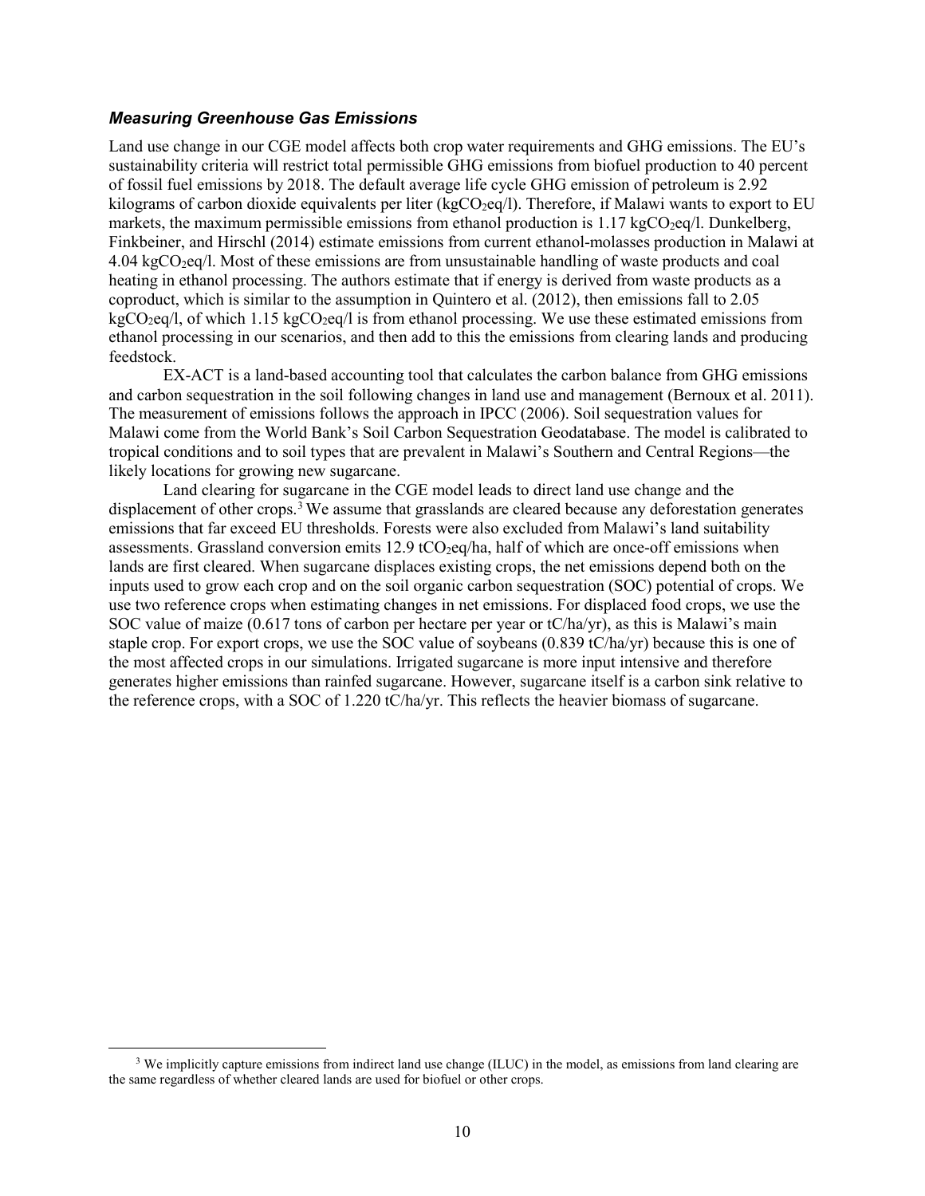### *Measuring Greenhouse Gas Emissions*

Land use change in our CGE model affects both crop water requirements and GHG emissions. The EU's sustainability criteria will restrict total permissible GHG emissions from biofuel production to 40 percent of fossil fuel emissions by 2018. The default average life cycle GHG emission of petroleum is 2.92 kilograms of carbon dioxide equivalents per liter (kg$CO_2$eq/l). Therefore, if Malawi wants to export to EU markets, the maximum permissible emissions from ethanol production is 1.17 kg$CO_2$eq/l. Dunkelberg, Finkbeiner, and Hirschl (2014) estimate emissions from current ethanol-molasses production in Malawi at 4.04 kg$CO_2$eq/l. Most of these emissions are from unsustainable handling of waste products and coal heating in ethanol processing. The authors estimate that if energy is derived from waste products as a coproduct, which is similar to the assumption in Quintero et al. (2012), then emissions fall to 2.05 kg$CO_2$eq/l, of which 1.15 kg$CO_2$eq/l is from ethanol processing. We use these estimated emissions from ethanol processing in our scenarios, and then add to this the emissions from clearing lands and producing feedstock.

EX-ACT is a land-based accounting tool that calculates the carbon balance from GHG emissions and carbon sequestration in the soil following changes in land use and management (Bernoux et al. 2011). The measurement of emissions follows the approach in IPCC (2006). Soil sequestration values for Malawi come from the World Bank's Soil Carbon Sequestration Geodatabase. The model is calibrated to tropical conditions and to soil types that are prevalent in Malawi's Southern and Central Regions—the likely locations for growing new sugarcane.

Land clearing for sugarcane in the CGE model leads to direct land use change and the displacement of other crops.[3] We assume that grasslands are cleared because any deforestation generates emissions that far exceed EU thresholds. Forests were also excluded from Malawi's land suitability assessments. Grassland conversion emits 12.9 t$CO_2$eq/ha, half of which are once-off emissions when lands are first cleared. When sugarcane displaces existing crops, the net emissions depend both on the inputs used to grow each crop and on the soil organic carbon sequestration (SOC) potential of crops. We use two reference crops when estimating changes in net emissions. For displaced food crops, we use the SOC value of maize (0.617 tons of carbon per hectare per year or tC/ha/yr), as this is Malawi's main staple crop. For export crops, we use the SOC value of soybeans (0.839 tC/ha/yr) because this is one of the most affected crops in our simulations. Irrigated sugarcane is more input intensive and therefore generates higher emissions than rainfed sugarcane. However, sugarcane itself is a carbon sink relative to the reference crops, with a SOC of 1.220 tC/ha/yr. This reflects the heavier biomass of sugarcane.

[3] We implicitly capture emissions from indirect land use change (ILUC) in the model, as emissions from land clearing are the same regardless of whether cleared lands are used for biofuel or other crops.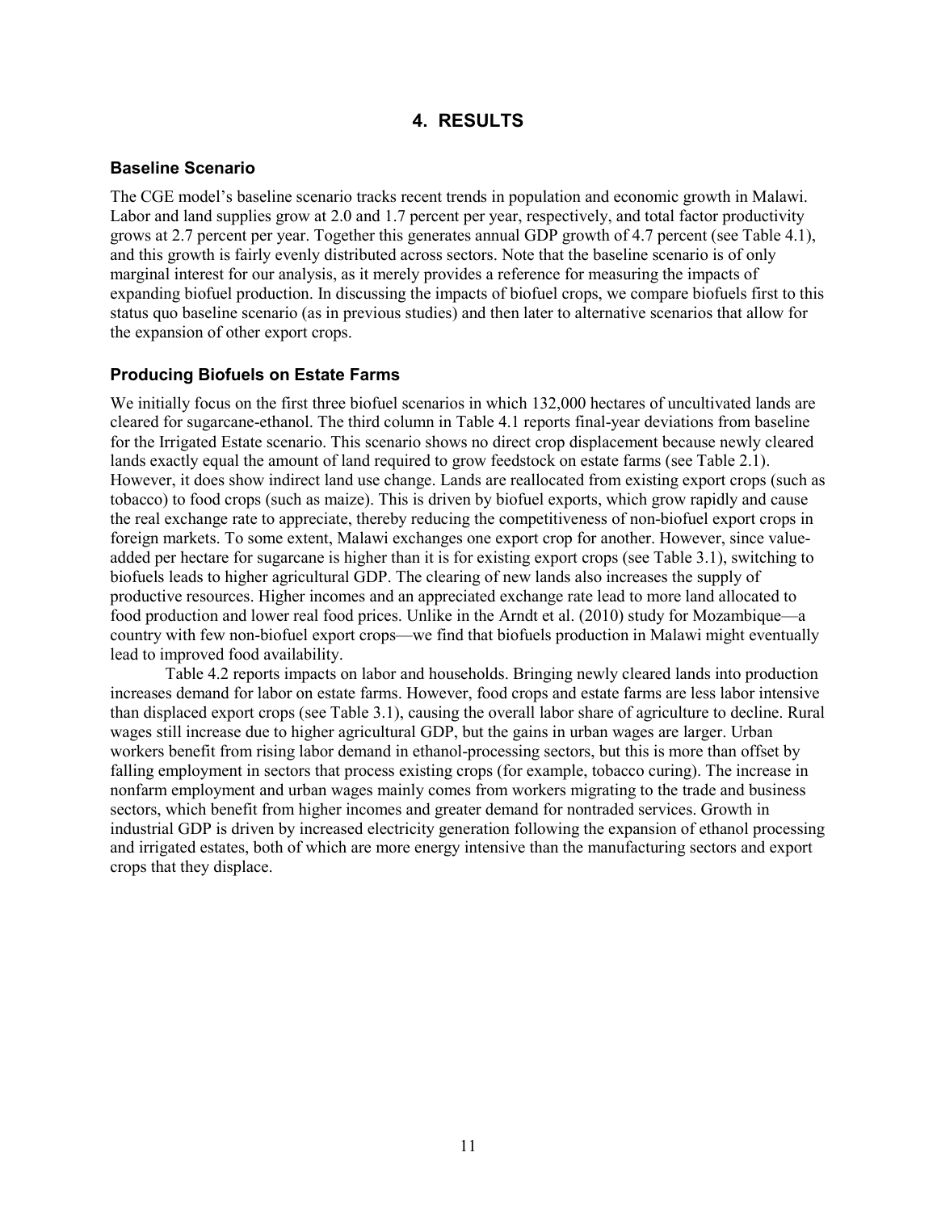# 4. RESULTS

## Baseline Scenario

The CGE model's baseline scenario tracks recent trends in population and economic growth in Malawi. Labor and land supplies grow at 2.0 and 1.7 percent per year, respectively, and total factor productivity grows at 2.7 percent per year. Together this generates annual GDP growth of 4.7 percent (see Table 4.1), and this growth is fairly evenly distributed across sectors. Note that the baseline scenario is of only marginal interest for our analysis, as it merely provides a reference for measuring the impacts of expanding biofuel production. In discussing the impacts of biofuel crops, we compare biofuels first to this status quo baseline scenario (as in previous studies) and then later to alternative scenarios that allow for the expansion of other export crops.

## Producing Biofuels on Estate Farms

We initially focus on the first three biofuel scenarios in which 132,000 hectares of uncultivated lands are cleared for sugarcane-ethanol. The third column in Table 4.1 reports final-year deviations from baseline for the Irrigated Estate scenario. This scenario shows no direct crop displacement because newly cleared lands exactly equal the amount of land required to grow feedstock on estate farms (see Table 2.1). However, it does show indirect land use change. Lands are reallocated from existing export crops (such as tobacco) to food crops (such as maize). This is driven by biofuel exports, which grow rapidly and cause the real exchange rate to appreciate, thereby reducing the competitiveness of non-biofuel export crops in foreign markets. To some extent, Malawi exchanges one export crop for another. However, since value-added per hectare for sugarcane is higher than it is for existing export crops (see Table 3.1), switching to biofuels leads to higher agricultural GDP. The clearing of new lands also increases the supply of productive resources. Higher incomes and an appreciated exchange rate lead to more land allocated to food production and lower real food prices. Unlike in the Arndt et al. (2010) study for Mozambique—a country with few non-biofuel export crops—we find that biofuels production in Malawi might eventually lead to improved food availability.

Table 4.2 reports impacts on labor and households. Bringing newly cleared lands into production increases demand for labor on estate farms. However, food crops and estate farms are less labor intensive than displaced export crops (see Table 3.1), causing the overall labor share of agriculture to decline. Rural wages still increase due to higher agricultural GDP, but the gains in urban wages are larger. Urban workers benefit from rising labor demand in ethanol-processing sectors, but this is more than offset by falling employment in sectors that process existing crops (for example, tobacco curing). The increase in nonfarm employment and urban wages mainly comes from workers migrating to the trade and business sectors, which benefit from higher incomes and greater demand for nontraded services. Growth in industrial GDP is driven by increased electricity generation following the expansion of ethanol processing and irrigated estates, both of which are more energy intensive than the manufacturing sectors and export crops that they displace.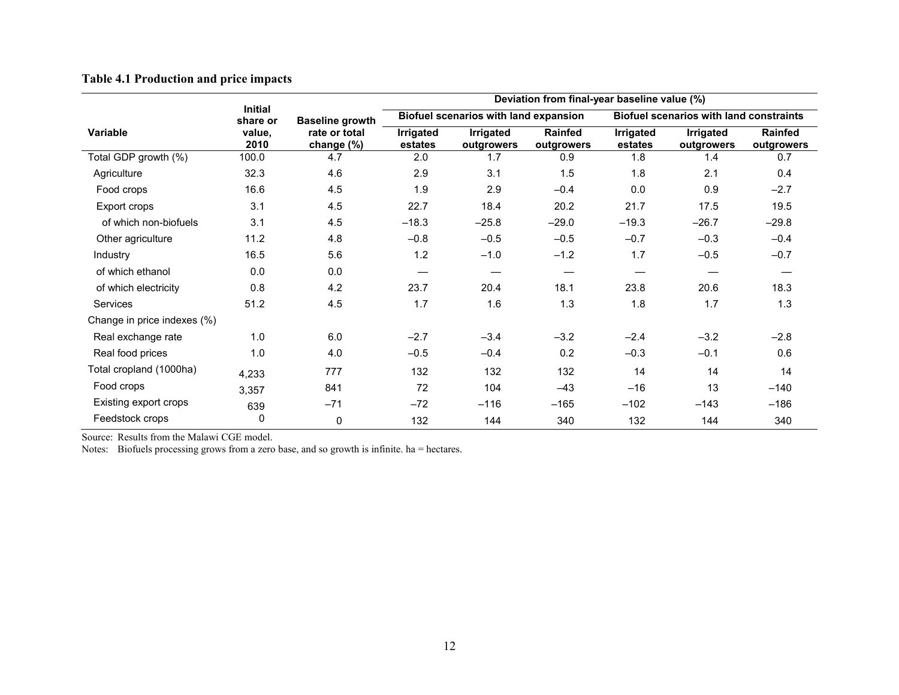**Table 4.1 Production and price impacts**

| Variable | Initial share or value, 2010 | Baseline growth rate or total change (%) | Deviation from final-year baseline value (%) | | | | | |
|---|---|---|---|---|---|---|---|---|
| | | | Biofuel scenarios with land expansion | | | Biofuel scenarios with land constraints | | |
| | | | Irrigated estates | Irrigated outgrowers | Rainfed outgrowers | Irrigated estates | Irrigated outgrowers | Rainfed outgrowers |
| Total GDP growth (%) | 100.0 | 4.7 | 2.0 | 1.7 | 0.9 | 1.8 | 1.4 | 0.7 |
| Agriculture | 32.3 | 4.6 | 2.9 | 3.1 | 1.5 | 1.8 | 2.1 | 0.4 |
| Food crops | 16.6 | 4.5 | 1.9 | 2.9 | –0.4 | 0.0 | 0.9 | –2.7 |
| Export crops | 3.1 | 4.5 | 22.7 | 18.4 | 20.2 | 21.7 | 17.5 | 19.5 |
| of which non-biofuels | 3.1 | 4.5 | –18.3 | –25.8 | –29.0 | –19.3 | –26.7 | –29.8 |
| Other agriculture | 11.2 | 4.8 | –0.8 | –0.5 | –0.5 | –0.7 | –0.3 | –0.4 |
| Industry | 16.5 | 5.6 | 1.2 | –1.0 | –1.2 | 1.7 | –0.5 | –0.7 |
| of which ethanol | 0.0 | 0.0 | — | — | — | — | — | — |
| of which electricity | 0.8 | 4.2 | 23.7 | 20.4 | 18.1 | 23.8 | 20.6 | 18.3 |
| Services | 51.2 | 4.5 | 1.7 | 1.6 | 1.3 | 1.8 | 1.7 | 1.3 |
| Change in price indexes (%) | | | | | | | | |
| Real exchange rate | 1.0 | 6.0 | –2.7 | –3.4 | –3.2 | –2.4 | –3.2 | –2.8 |
| Real food prices | 1.0 | 4.0 | –0.5 | –0.4 | 0.2 | –0.3 | –0.1 | 0.6 |
| Total cropland (1000ha) | 4,233 | 777 | 132 | 132 | 132 | 14 | 14 | 14 |
| Food crops | 3,357 | 841 | 72 | 104 | –43 | –16 | 13 | –140 |
| Existing export crops | 639 | –71 | –72 | –116 | –165 | –102 | –143 | –186 |
| Feedstock crops | 0 | 0 | 132 | 144 | 340 | 132 | 144 | 340 |

Source: Results from the Malawi CGE model.

Notes: Biofuels processing grows from a zero base, and so growth is infinite. ha = hectares.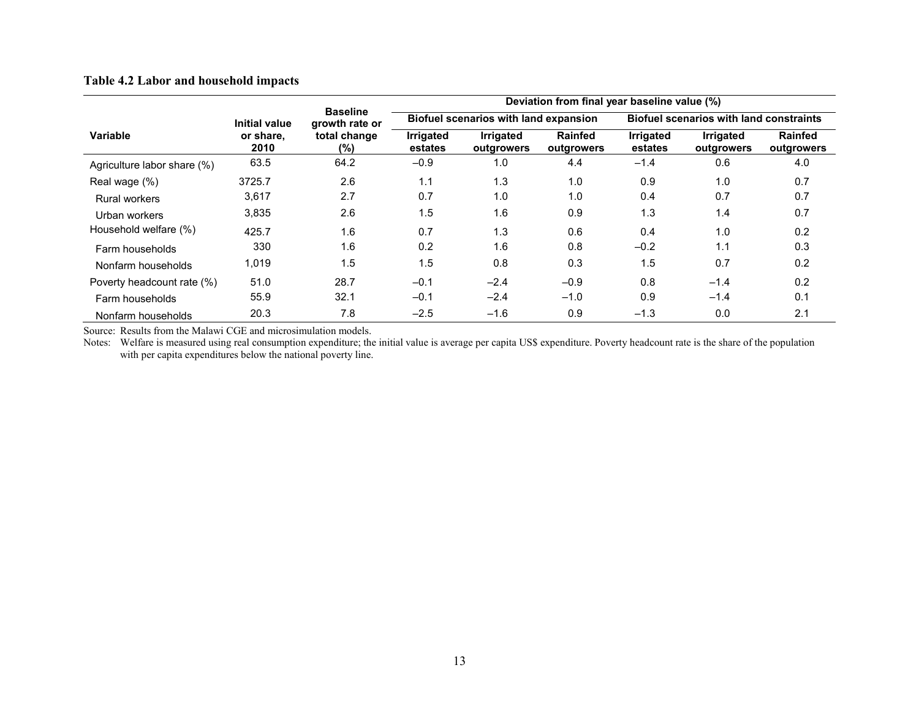**Table 4.2 Labor and household impacts**

| Variable | Initial value or share, 2010 | Baseline growth rate or total change (%) | Deviation from final year baseline value (%) | | | | | |
|---|---|---|---|---|---|---|---|---|
| | | | Biofuel scenarios with land expansion | | | Biofuel scenarios with land constraints | | |
| | | | Irrigated estates | Irrigated outgrowers | Rainfed outgrowers | Irrigated estates | Irrigated outgrowers | Rainfed outgrowers |
| Agriculture labor share (%) | 63.5 | 64.2 | –0.9 | 1.0 | 4.4 | –1.4 | 0.6 | 4.0 |
| Real wage (%) | 3725.7 | 2.6 | 1.1 | 1.3 | 1.0 | 0.9 | 1.0 | 0.7 |
| Rural workers | 3,617 | 2.7 | 0.7 | 1.0 | 1.0 | 0.4 | 0.7 | 0.7 |
| Urban workers | 3,835 | 2.6 | 1.5 | 1.6 | 0.9 | 1.3 | 1.4 | 0.7 |
| Household welfare (%) | 425.7 | 1.6 | 0.7 | 1.3 | 0.6 | 0.4 | 1.0 | 0.2 |
| Farm households | 330 | 1.6 | 0.2 | 1.6 | 0.8 | –0.2 | 1.1 | 0.3 |
| Nonfarm households | 1,019 | 1.5 | 1.5 | 0.8 | 0.3 | 1.5 | 0.7 | 0.2 |
| Poverty headcount rate (%) | 51.0 | 28.7 | –0.1 | –2.4 | –0.9 | 0.8 | –1.4 | 0.2 |
| Farm households | 55.9 | 32.1 | –0.1 | –2.4 | –1.0 | 0.9 | –1.4 | 0.1 |
| Nonfarm households | 20.3 | 7.8 | –2.5 | –1.6 | 0.9 | –1.3 | 0.0 | 2.1 |

Source: Results from the Malawi CGE and microsimulation models.

Notes: Welfare is measured using real consumption expenditure; the initial value is average per capita US$ expenditure. Poverty headcount rate is the share of the population with per capita expenditures below the national poverty line.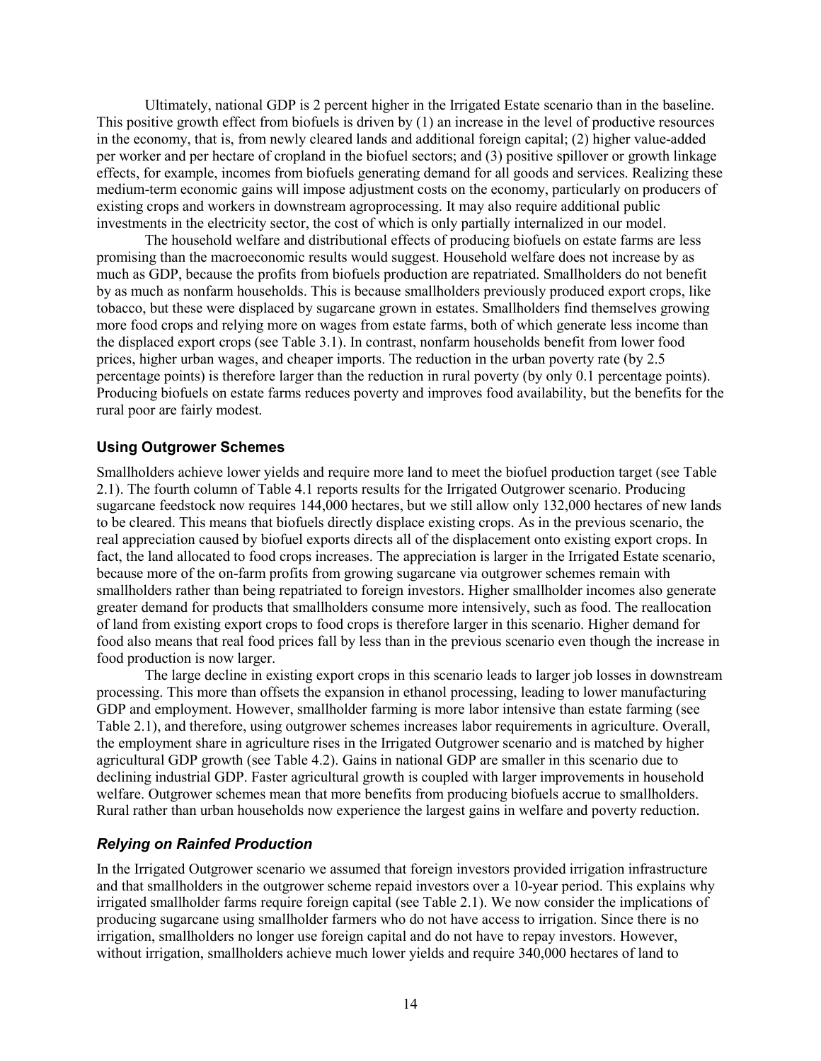Ultimately, national GDP is 2 percent higher in the Irrigated Estate scenario than in the baseline. This positive growth effect from biofuels is driven by (1) an increase in the level of productive resources in the economy, that is, from newly cleared lands and additional foreign capital; (2) higher value-added per worker and per hectare of cropland in the biofuel sectors; and (3) positive spillover or growth linkage effects, for example, incomes from biofuels generating demand for all goods and services. Realizing these medium-term economic gains will impose adjustment costs on the economy, particularly on producers of existing crops and workers in downstream agroprocessing. It may also require additional public investments in the electricity sector, the cost of which is only partially internalized in our model.

The household welfare and distributional effects of producing biofuels on estate farms are less promising than the macroeconomic results would suggest. Household welfare does not increase by as much as GDP, because the profits from biofuels production are repatriated. Smallholders do not benefit by as much as nonfarm households. This is because smallholders previously produced export crops, like tobacco, but these were displaced by sugarcane grown in estates. Smallholders find themselves growing more food crops and relying more on wages from estate farms, both of which generate less income than the displaced export crops (see Table 3.1). In contrast, nonfarm households benefit from lower food prices, higher urban wages, and cheaper imports. The reduction in the urban poverty rate (by 2.5 percentage points) is therefore larger than the reduction in rural poverty (by only 0.1 percentage points). Producing biofuels on estate farms reduces poverty and improves food availability, but the benefits for the rural poor are fairly modest.

### Using Outgrower Schemes

Smallholders achieve lower yields and require more land to meet the biofuel production target (see Table 2.1). The fourth column of Table 4.1 reports results for the Irrigated Outgrower scenario. Producing sugarcane feedstock now requires 144,000 hectares, but we still allow only 132,000 hectares of new lands to be cleared. This means that biofuels directly displace existing crops. As in the previous scenario, the real appreciation caused by biofuel exports directs all of the displacement onto existing export crops. In fact, the land allocated to food crops increases. The appreciation is larger in the Irrigated Estate scenario, because more of the on-farm profits from growing sugarcane via outgrower schemes remain with smallholders rather than being repatriated to foreign investors. Higher smallholder incomes also generate greater demand for products that smallholders consume more intensively, such as food. The reallocation of land from existing export crops to food crops is therefore larger in this scenario. Higher demand for food also means that real food prices fall by less than in the previous scenario even though the increase in food production is now larger.

The large decline in existing export crops in this scenario leads to larger job losses in downstream processing. This more than offsets the expansion in ethanol processing, leading to lower manufacturing GDP and employment. However, smallholder farming is more labor intensive than estate farming (see Table 2.1), and therefore, using outgrower schemes increases labor requirements in agriculture. Overall, the employment share in agriculture rises in the Irrigated Outgrower scenario and is matched by higher agricultural GDP growth (see Table 4.2). Gains in national GDP are smaller in this scenario due to declining industrial GDP. Faster agricultural growth is coupled with larger improvements in household welfare. Outgrower schemes mean that more benefits from producing biofuels accrue to smallholders. Rural rather than urban households now experience the largest gains in welfare and poverty reduction.

### *Relying on Rainfed Production*

In the Irrigated Outgrower scenario we assumed that foreign investors provided irrigation infrastructure and that smallholders in the outgrower scheme repaid investors over a 10-year period. This explains why irrigated smallholder farms require foreign capital (see Table 2.1). We now consider the implications of producing sugarcane using smallholder farmers who do not have access to irrigation. Since there is no irrigation, smallholders no longer use foreign capital and do not have to repay investors. However, without irrigation, smallholders achieve much lower yields and require 340,000 hectares of land to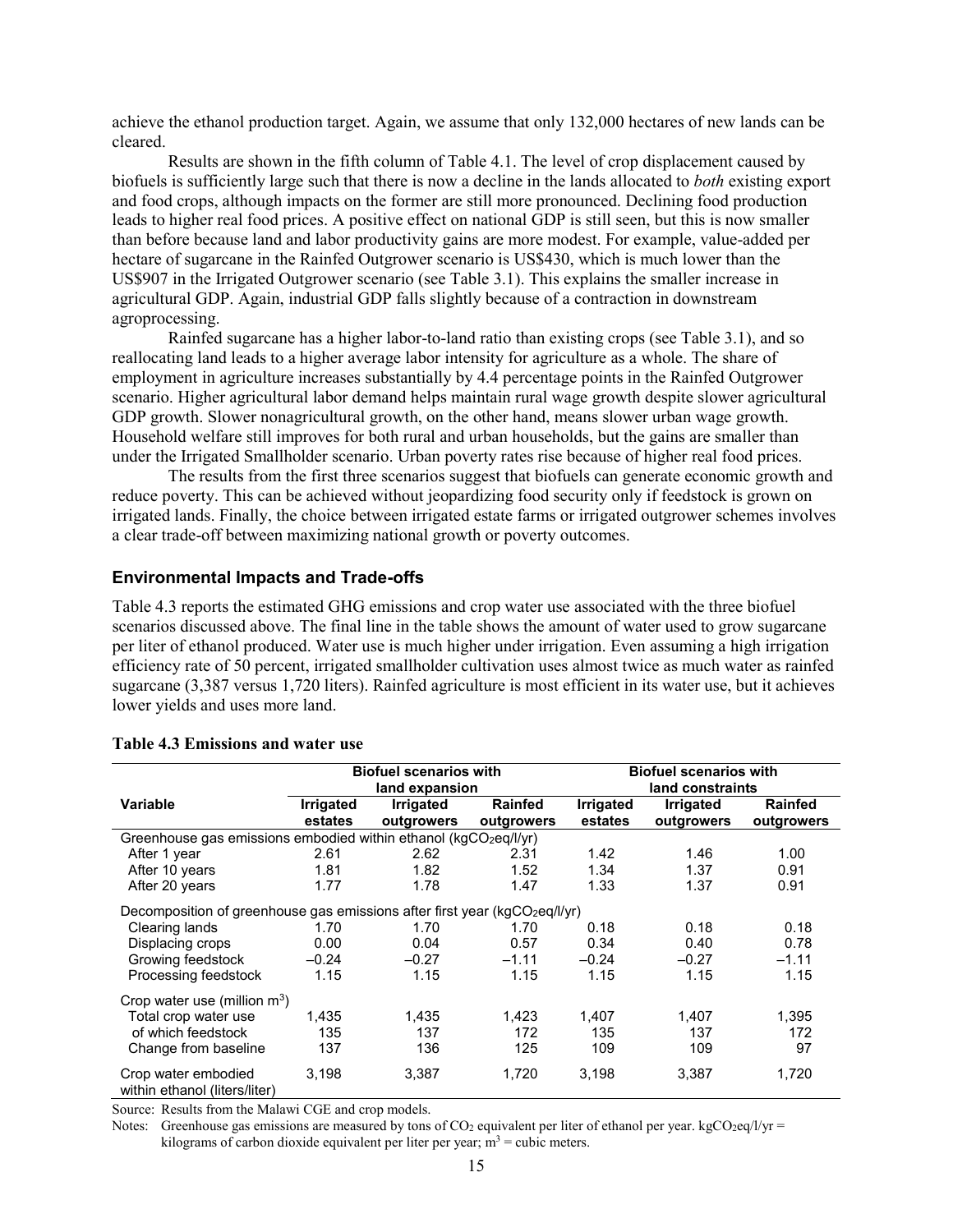achieve the ethanol production target. Again, we assume that only 132,000 hectares of new lands can be cleared.

Results are shown in the fifth column of Table 4.1. The level of crop displacement caused by biofuels is sufficiently large such that there is now a decline in the lands allocated to *both* existing export and food crops, although impacts on the former are still more pronounced. Declining food production leads to higher real food prices. A positive effect on national GDP is still seen, but this is now smaller than before because land and labor productivity gains are more modest. For example, value-added per hectare of sugarcane in the Rainfed Outgrower scenario is US$430, which is much lower than the US$907 in the Irrigated Outgrower scenario (see Table 3.1). This explains the smaller increase in agricultural GDP. Again, industrial GDP falls slightly because of a contraction in downstream agroprocessing.

Rainfed sugarcane has a higher labor-to-land ratio than existing crops (see Table 3.1), and so reallocating land leads to a higher average labor intensity for agriculture as a whole. The share of employment in agriculture increases substantially by 4.4 percentage points in the Rainfed Outgrower scenario. Higher agricultural labor demand helps maintain rural wage growth despite slower agricultural GDP growth. Slower nonagricultural growth, on the other hand, means slower urban wage growth. Household welfare still improves for both rural and urban households, but the gains are smaller than under the Irrigated Smallholder scenario. Urban poverty rates rise because of higher real food prices.

The results from the first three scenarios suggest that biofuels can generate economic growth and reduce poverty. This can be achieved without jeopardizing food security only if feedstock is grown on irrigated lands. Finally, the choice between irrigated estate farms or irrigated outgrower schemes involves a clear trade-off between maximizing national growth or poverty outcomes.

### Environmental Impacts and Trade-offs

Table 4.3 reports the estimated GHG emissions and crop water use associated with the three biofuel scenarios discussed above. The final line in the table shows the amount of water used to grow sugarcane per liter of ethanol produced. Water use is much higher under irrigation. Even assuming a high irrigation efficiency rate of 50 percent, irrigated smallholder cultivation uses almost twice as much water as rainfed sugarcane (3,387 versus 1,720 liters). Rainfed agriculture is most efficient in its water use, but it achieves lower yields and uses more land.

**Table 4.3 Emissions and water use**

| Variable | Biofuel scenarios with land expansion | | | Biofuel scenarios with land constraints | | |
|---|---|---|---|---|---|---|
| | Irrigated estates | Irrigated outgrowers | Rainfed outgrowers | Irrigated estates | Irrigated outgrowers | Rainfed outgrowers |
| Greenhouse gas emissions embodied within ethanol (kg$CO_2$eq/l/yr) | | | | | | |
| After 1 year | 2.61 | 2.62 | 2.31 | 1.42 | 1.46 | 1.00 |
| After 10 years | 1.81 | 1.82 | 1.52 | 1.34 | 1.37 | 0.91 |
| After 20 years | 1.77 | 1.78 | 1.47 | 1.33 | 1.37 | 0.91 |
| Decomposition of greenhouse gas emissions after first year (kg$CO_2$eq/l/yr) | | | | | | |
| Clearing lands | 1.70 | 1.70 | 1.70 | 0.18 | 0.18 | 0.18 |
| Displacing crops | 0.00 | 0.04 | 0.57 | 0.34 | 0.40 | 0.78 |
| Growing feedstock | –0.24 | –0.27 | –1.11 | –0.24 | –0.27 | –1.11 |
| Processing feedstock | 1.15 | 1.15 | 1.15 | 1.15 | 1.15 | 1.15 |
| Crop water use (million $m^3$) | | | | | | |
| Total crop water use | 1,435 | 1,435 | 1,423 | 1,407 | 1,407 | 1,395 |
| of which feedstock | 135 | 137 | 172 | 135 | 137 | 172 |
| Change from baseline | 137 | 136 | 125 | 109 | 109 | 97 |
| Crop water embodied within ethanol (liters/liter) | 3,198 | 3,387 | 1,720 | 3,198 | 3,387 | 1,720 |

Source: Results from the Malawi CGE and crop models.

Notes: Greenhouse gas emissions are measured by tons of $CO_2$ equivalent per liter of ethanol per year. kg$CO_2$eq/l/yr = kilograms of carbon dioxide equivalent per liter per year; $m^3$ = cubic meters.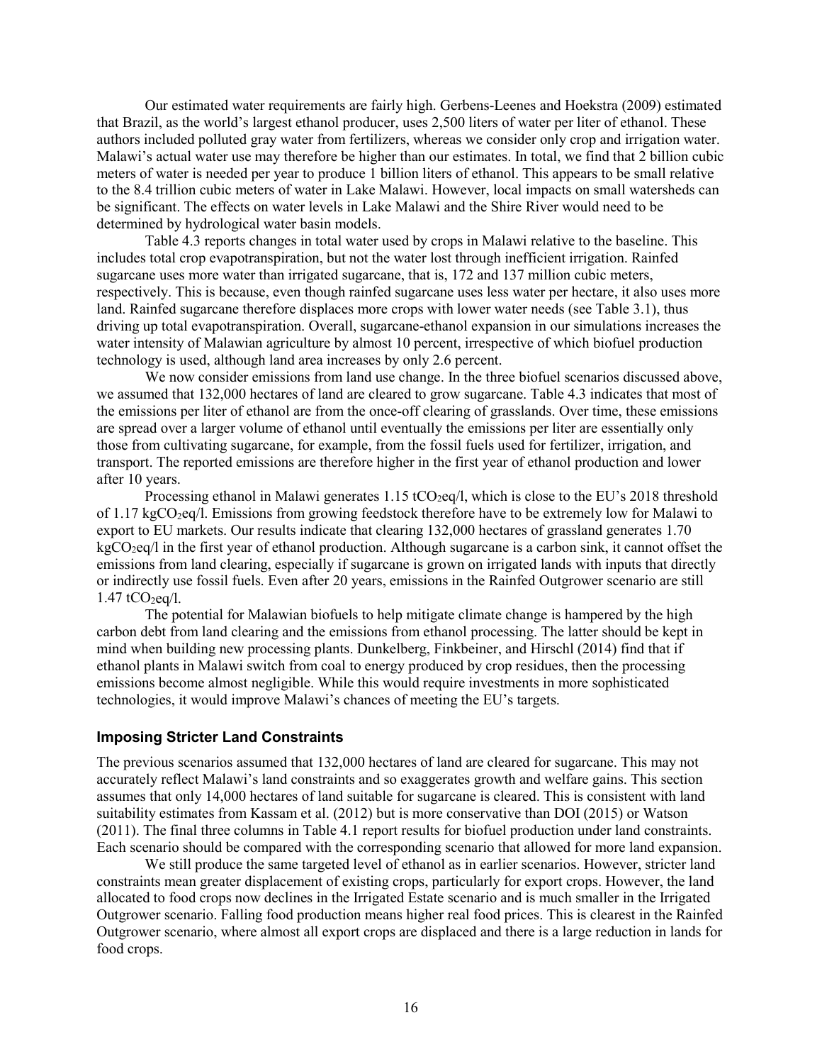Our estimated water requirements are fairly high. Gerbens-Leenes and Hoekstra (2009) estimated that Brazil, as the world's largest ethanol producer, uses 2,500 liters of water per liter of ethanol. These authors included polluted gray water from fertilizers, whereas we consider only crop and irrigation water. Malawi's actual water use may therefore be higher than our estimates. In total, we find that 2 billion cubic meters of water is needed per year to produce 1 billion liters of ethanol. This appears to be small relative to the 8.4 trillion cubic meters of water in Lake Malawi. However, local impacts on small watersheds can be significant. The effects on water levels in Lake Malawi and the Shire River would need to be determined by hydrological water basin models.

Table 4.3 reports changes in total water used by crops in Malawi relative to the baseline. This includes total crop evapotranspiration, but not the water lost through inefficient irrigation. Rainfed sugarcane uses more water than irrigated sugarcane, that is, 172 and 137 million cubic meters, respectively. This is because, even though rainfed sugarcane uses less water per hectare, it also uses more land. Rainfed sugarcane therefore displaces more crops with lower water needs (see Table 3.1), thus driving up total evapotranspiration. Overall, sugarcane-ethanol expansion in our simulations increases the water intensity of Malawian agriculture by almost 10 percent, irrespective of which biofuel production technology is used, although land area increases by only 2.6 percent.

We now consider emissions from land use change. In the three biofuel scenarios discussed above, we assumed that 132,000 hectares of land are cleared to grow sugarcane. Table 4.3 indicates that most of the emissions per liter of ethanol are from the once-off clearing of grasslands. Over time, these emissions are spread over a larger volume of ethanol until eventually the emissions per liter are essentially only those from cultivating sugarcane, for example, from the fossil fuels used for fertilizer, irrigation, and transport. The reported emissions are therefore higher in the first year of ethanol production and lower after 10 years.

Processing ethanol in Malawi generates 1.15 $tCO_2eq/l$, which is close to the EU's 2018 threshold of 1.17 $kgCO_2eq/l$. Emissions from growing feedstock therefore have to be extremely low for Malawi to export to EU markets. Our results indicate that clearing 132,000 hectares of grassland generates 1.70 $kgCO_2eq/l$ in the first year of ethanol production. Although sugarcane is a carbon sink, it cannot offset the emissions from land clearing, especially if sugarcane is grown on irrigated lands with inputs that directly or indirectly use fossil fuels. Even after 20 years, emissions in the Rainfed Outgrower scenario are still 1.47 $tCO_2eq/l$.

The potential for Malawian biofuels to help mitigate climate change is hampered by the high carbon debt from land clearing and the emissions from ethanol processing. The latter should be kept in mind when building new processing plants. Dunkelberg, Finkbeiner, and Hirschl (2014) find that if ethanol plants in Malawi switch from coal to energy produced by crop residues, then the processing emissions become almost negligible. While this would require investments in more sophisticated technologies, it would improve Malawi's chances of meeting the EU's targets.

### Imposing Stricter Land Constraints

The previous scenarios assumed that 132,000 hectares of land are cleared for sugarcane. This may not accurately reflect Malawi's land constraints and so exaggerates growth and welfare gains. This section assumes that only 14,000 hectares of land suitable for sugarcane is cleared. This is consistent with land suitability estimates from Kassam et al. (2012) but is more conservative than DOI (2015) or Watson (2011). The final three columns in Table 4.1 report results for biofuel production under land constraints. Each scenario should be compared with the corresponding scenario that allowed for more land expansion.

We still produce the same targeted level of ethanol as in earlier scenarios. However, stricter land constraints mean greater displacement of existing crops, particularly for export crops. However, the land allocated to food crops now declines in the Irrigated Estate scenario and is much smaller in the Irrigated Outgrower scenario. Falling food production means higher real food prices. This is clearest in the Rainfed Outgrower scenario, where almost all export crops are displaced and there is a large reduction in lands for food crops.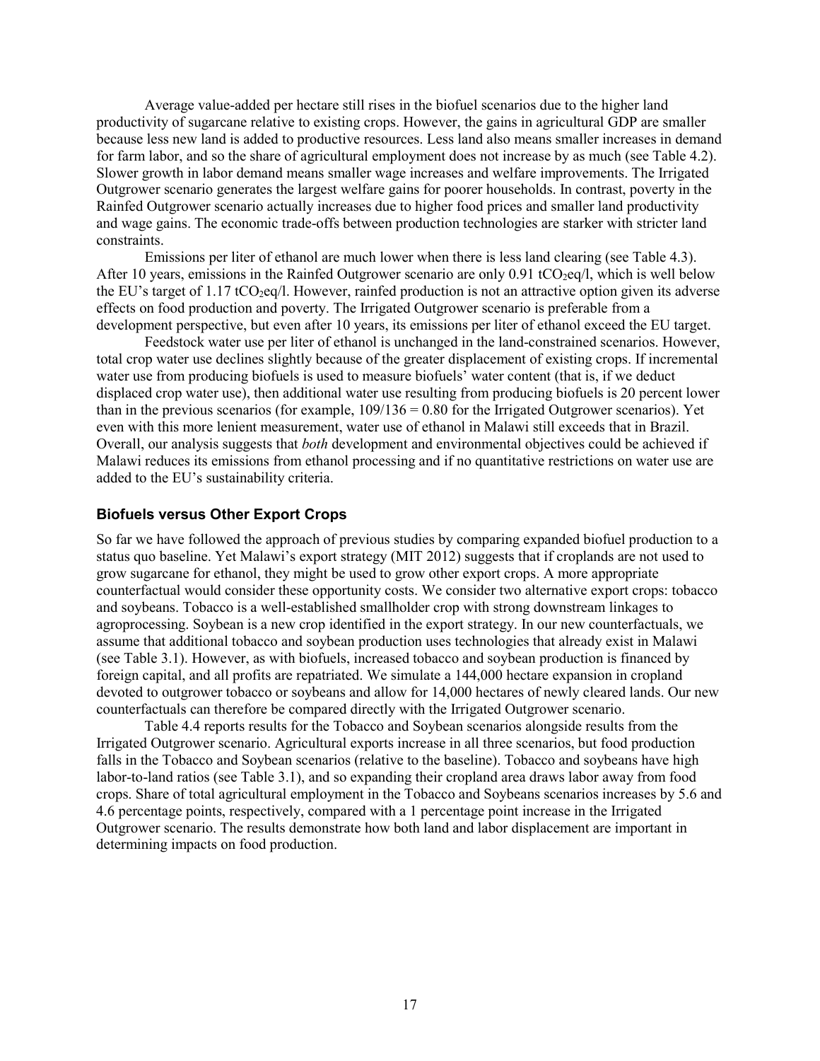Average value-added per hectare still rises in the biofuel scenarios due to the higher land productivity of sugarcane relative to existing crops. However, the gains in agricultural GDP are smaller because less new land is added to productive resources. Less land also means smaller increases in demand for farm labor, and so the share of agricultural employment does not increase by as much (see Table 4.2). Slower growth in labor demand means smaller wage increases and welfare improvements. The Irrigated Outgrower scenario generates the largest welfare gains for poorer households. In contrast, poverty in the Rainfed Outgrower scenario actually increases due to higher food prices and smaller land productivity and wage gains. The economic trade-offs between production technologies are starker with stricter land constraints.

Emissions per liter of ethanol are much lower when there is less land clearing (see Table 4.3). After 10 years, emissions in the Rainfed Outgrower scenario are only 0.91 $tCO_2eq/l$, which is well below the EU's target of 1.17 $tCO_2eq/l$. However, rainfed production is not an attractive option given its adverse effects on food production and poverty. The Irrigated Outgrower scenario is preferable from a development perspective, but even after 10 years, its emissions per liter of ethanol exceed the EU target.

Feedstock water use per liter of ethanol is unchanged in the land-constrained scenarios. However, total crop water use declines slightly because of the greater displacement of existing crops. If incremental water use from producing biofuels is used to measure biofuels' water content (that is, if we deduct displaced crop water use), then additional water use resulting from producing biofuels is 20 percent lower than in the previous scenarios (for example, $109/136 = 0.80$ for the Irrigated Outgrower scenarios). Yet even with this more lenient measurement, water use of ethanol in Malawi still exceeds that in Brazil. Overall, our analysis suggests that *both* development and environmental objectives could be achieved if Malawi reduces its emissions from ethanol processing and if no quantitative restrictions on water use are added to the EU's sustainability criteria.

### Biofuels versus Other Export Crops

So far we have followed the approach of previous studies by comparing expanded biofuel production to a status quo baseline. Yet Malawi's export strategy (MIT 2012) suggests that if croplands are not used to grow sugarcane for ethanol, they might be used to grow other export crops. A more appropriate counterfactual would consider these opportunity costs. We consider two alternative export crops: tobacco and soybeans. Tobacco is a well-established smallholder crop with strong downstream linkages to agroprocessing. Soybean is a new crop identified in the export strategy. In our new counterfactuals, we assume that additional tobacco and soybean production uses technologies that already exist in Malawi (see Table 3.1). However, as with biofuels, increased tobacco and soybean production is financed by foreign capital, and all profits are repatriated. We simulate a 144,000 hectare expansion in cropland devoted to outgrower tobacco or soybeans and allow for 14,000 hectares of newly cleared lands. Our new counterfactuals can therefore be compared directly with the Irrigated Outgrower scenario.

Table 4.4 reports results for the Tobacco and Soybean scenarios alongside results from the Irrigated Outgrower scenario. Agricultural exports increase in all three scenarios, but food production falls in the Tobacco and Soybean scenarios (relative to the baseline). Tobacco and soybeans have high labor-to-land ratios (see Table 3.1), and so expanding their cropland area draws labor away from food crops. Share of total agricultural employment in the Tobacco and Soybeans scenarios increases by 5.6 and 4.6 percentage points, respectively, compared with a 1 percentage point increase in the Irrigated Outgrower scenario. The results demonstrate how both land and labor displacement are important in determining impacts on food production.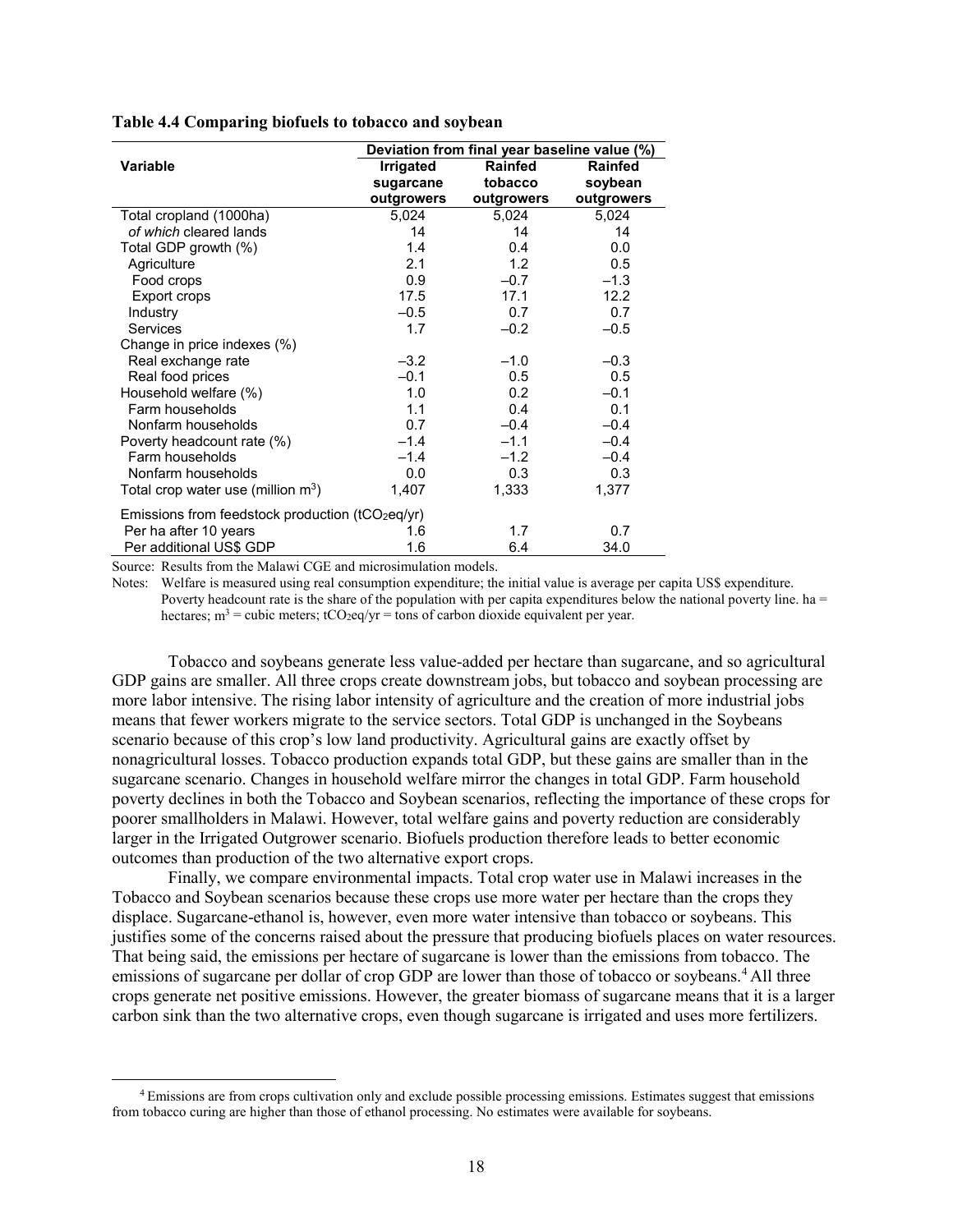**Table 4.4 Comparing biofuels to tobacco and soybean**

| Variable | Deviation from final year baseline value (%) | | |
|---|---|---|---|
| | Irrigated sugarcane outgrowers | Rainfed tobacco outgrowers | Rainfed soybean outgrowers |
| Total cropland (1000ha) | 5,024 | 5,024 | 5,024 |
| *of which* cleared lands | 14 | 14 | 14 |
| Total GDP growth (%) | 1.4 | 0.4 | 0.0 |
| Agriculture | 2.1 | 1.2 | 0.5 |
| Food crops | 0.9 | –0.7 | –1.3 |
| Export crops | 17.5 | 17.1 | 12.2 |
| Industry | –0.5 | 0.7 | 0.7 |
| Services | 1.7 | –0.2 | –0.5 |
| Change in price indexes (%) | | | |
| Real exchange rate | –3.2 | –1.0 | –0.3 |
| Real food prices | –0.1 | 0.5 | 0.5 |
| Household welfare (%) | 1.0 | 0.2 | –0.1 |
| Farm households | 1.1 | 0.4 | 0.1 |
| Nonfarm households | 0.7 | –0.4 | –0.4 |
| Poverty headcount rate (%) | –1.4 | –1.1 | –0.4 |
| Farm households | –1.4 | –1.2 | –0.4 |
| Nonfarm households | 0.0 | 0.3 | 0.3 |
| Total crop water use (million $m^3$) | 1,407 | 1,333 | 1,377 |
| Emissions from feedstock production ($tCO_2eq/yr$) | | | |
| Per ha after 10 years | 1.6 | 1.7 | 0.7 |
| Per additional US$ GDP | 1.6 | 6.4 | 34.0 |

Source: Results from the Malawi CGE and microsimulation models.

Notes: Welfare is measured using real consumption expenditure; the initial value is average per capita US$ expenditure. Poverty headcount rate is the share of the population with per capita expenditures below the national poverty line. ha = hectares; $m^3$ = cubic meters; $tCO_2eq/yr$ = tons of carbon dioxide equivalent per year.

Tobacco and soybeans generate less value-added per hectare than sugarcane, and so agricultural GDP gains are smaller. All three crops create downstream jobs, but tobacco and soybean processing are more labor intensive. The rising labor intensity of agriculture and the creation of more industrial jobs means that fewer workers migrate to the service sectors. Total GDP is unchanged in the Soybeans scenario because of this crop's low land productivity. Agricultural gains are exactly offset by nonagricultural losses. Tobacco production expands total GDP, but these gains are smaller than in the sugarcane scenario. Changes in household welfare mirror the changes in total GDP. Farm household poverty declines in both the Tobacco and Soybean scenarios, reflecting the importance of these crops for poorer smallholders in Malawi. However, total welfare gains and poverty reduction are considerably larger in the Irrigated Outgrower scenario. Biofuels production therefore leads to better economic outcomes than production of the two alternative export crops.

Finally, we compare environmental impacts. Total crop water use in Malawi increases in the Tobacco and Soybean scenarios because these crops use more water per hectare than the crops they displace. Sugarcane-ethanol is, however, even more water intensive than tobacco or soybeans. This justifies some of the concerns raised about the pressure that producing biofuels places on water resources. That being said, the emissions per hectare of sugarcane is lower than the emissions from tobacco. The emissions of sugarcane per dollar of crop GDP are lower than those of tobacco or soybeans.[4] All three crops generate net positive emissions. However, the greater biomass of sugarcane means that it is a larger carbon sink than the two alternative crops, even though sugarcane is irrigated and uses more fertilizers.

[4] Emissions are from crops cultivation only and exclude possible processing emissions. Estimates suggest that emissions from tobacco curing are higher than those of ethanol processing. No estimates were available for soybeans.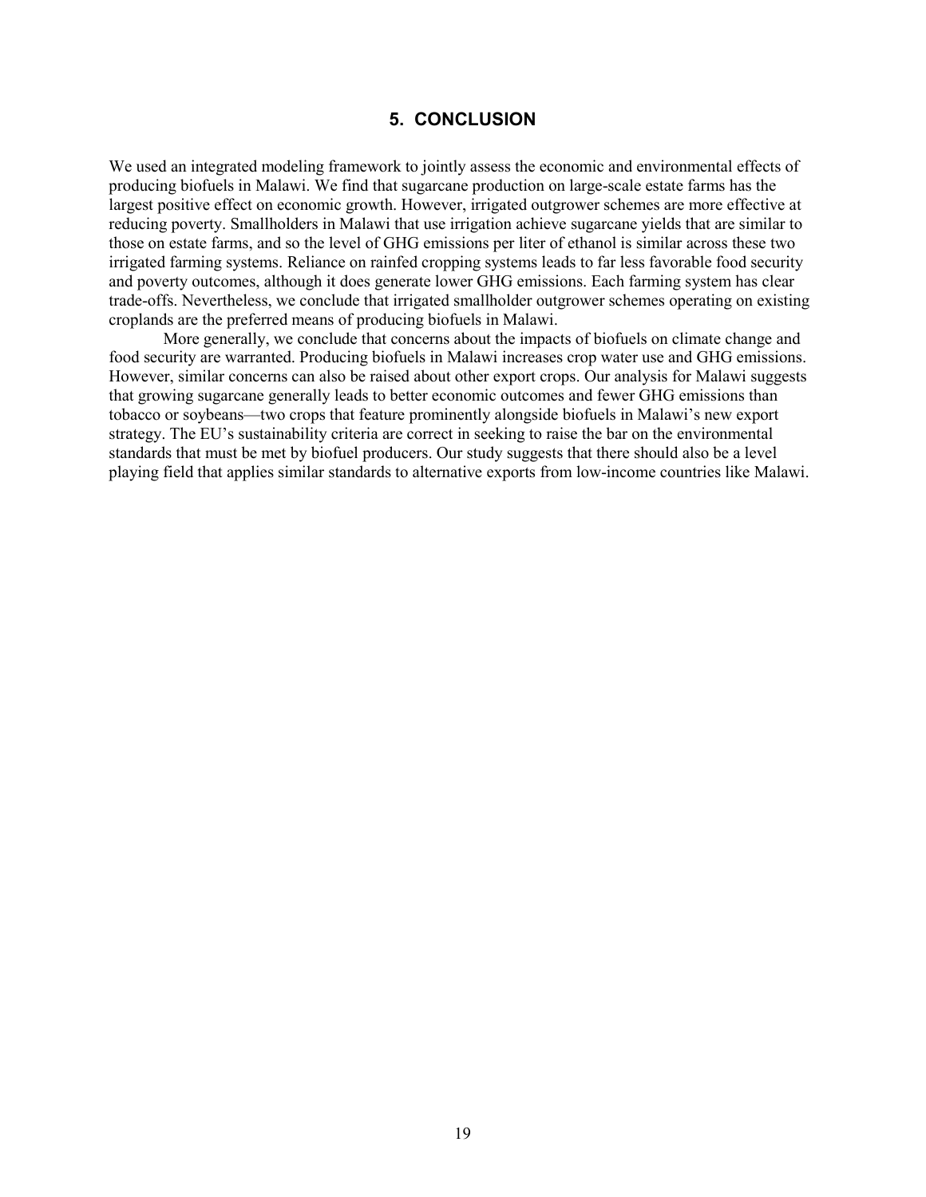## 5. CONCLUSION

We used an integrated modeling framework to jointly assess the economic and environmental effects of producing biofuels in Malawi. We find that sugarcane production on large-scale estate farms has the largest positive effect on economic growth. However, irrigated outgrower schemes are more effective at reducing poverty. Smallholders in Malawi that use irrigation achieve sugarcane yields that are similar to those on estate farms, and so the level of GHG emissions per liter of ethanol is similar across these two irrigated farming systems. Reliance on rainfed cropping systems leads to far less favorable food security and poverty outcomes, although it does generate lower GHG emissions. Each farming system has clear trade-offs. Nevertheless, we conclude that irrigated smallholder outgrower schemes operating on existing croplands are the preferred means of producing biofuels in Malawi.

More generally, we conclude that concerns about the impacts of biofuels on climate change and food security are warranted. Producing biofuels in Malawi increases crop water use and GHG emissions. However, similar concerns can also be raised about other export crops. Our analysis for Malawi suggests that growing sugarcane generally leads to better economic outcomes and fewer GHG emissions than tobacco or soybeans—two crops that feature prominently alongside biofuels in Malawi's new export strategy. The EU's sustainability criteria are correct in seeking to raise the bar on the environmental standards that must be met by biofuel producers. Our study suggests that there should also be a level playing field that applies similar standards to alternative exports from low-income countries like Malawi.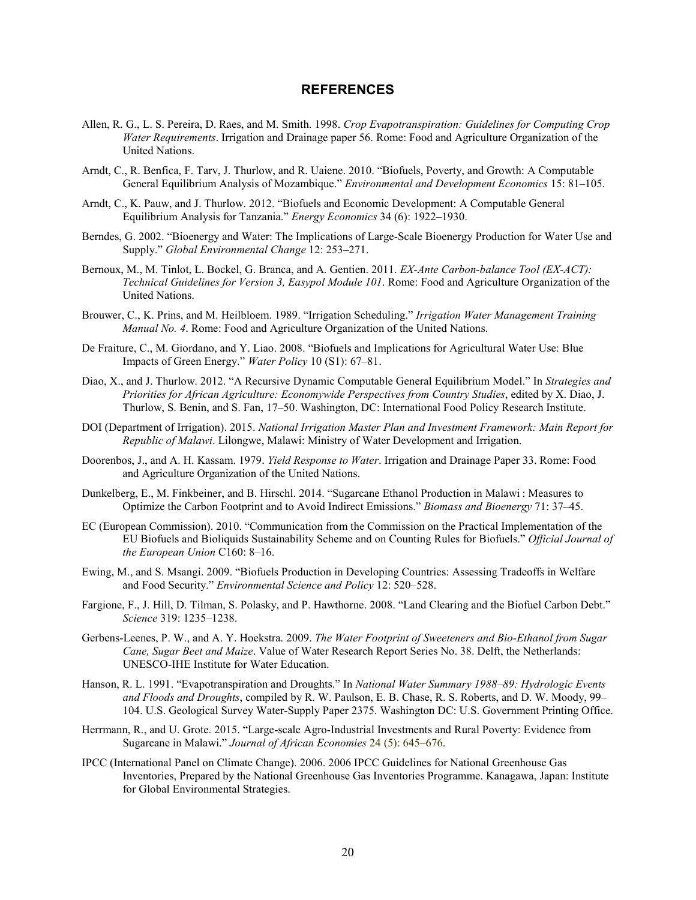# REFERENCES

Allen, R. G., L. S. Pereira, D. Raes, and M. Smith. 1998. *Crop Evapotranspiration: Guidelines for Computing Crop Water Requirements*. Irrigation and Drainage paper 56. Rome: Food and Agriculture Organization of the United Nations.

Arndt, C., R. Benfica, F. Tarv, J. Thurlow, and R. Uaiene. 2010. "Biofuels, Poverty, and Growth: A Computable General Equilibrium Analysis of Mozambique." *Environmental and Development Economics* 15: 81–105.

Arndt, C., K. Pauw, and J. Thurlow. 2012. "Biofuels and Economic Development: A Computable General Equilibrium Analysis for Tanzania." *Energy Economics* 34 (6): 1922–1930.

Berndes, G. 2002. "Bioenergy and Water: The Implications of Large-Scale Bioenergy Production for Water Use and Supply." *Global Environmental Change* 12: 253–271.

Bernoux, M., M. Tinlot, L. Bockel, G. Branca, and A. Gentien. 2011. *EX-Ante Carbon-balance Tool (EX-ACT): Technical Guidelines for Version 3, Easypol Module 101*. Rome: Food and Agriculture Organization of the United Nations.

Brouwer, C., K. Prins, and M. Heilbloem. 1989. "Irrigation Scheduling." *Irrigation Water Management Training Manual No. 4*. Rome: Food and Agriculture Organization of the United Nations.

De Fraiture, C., M. Giordano, and Y. Liao. 2008. "Biofuels and Implications for Agricultural Water Use: Blue Impacts of Green Energy." *Water Policy* 10 (S1): 67–81.

Diao, X., and J. Thurlow. 2012. "A Recursive Dynamic Computable General Equilibrium Model." In *Strategies and Priorities for African Agriculture: Economywide Perspectives from Country Studies*, edited by X. Diao, J. Thurlow, S. Benin, and S. Fan, 17–50. Washington, DC: International Food Policy Research Institute.

DOI (Department of Irrigation). 2015. *National Irrigation Master Plan and Investment Framework: Main Report for Republic of Malawi*. Lilongwe, Malawi: Ministry of Water Development and Irrigation.

Doorenbos, J., and A. H. Kassam. 1979. *Yield Response to Water*. Irrigation and Drainage Paper 33. Rome: Food and Agriculture Organization of the United Nations.

Dunkelberg, E., M. Finkbeiner, and B. Hirschl. 2014. "Sugarcane Ethanol Production in Malawi : Measures to Optimize the Carbon Footprint and to Avoid Indirect Emissions." *Biomass and Bioenergy* 71: 37–45.

EC (European Commission). 2010. "Communication from the Commission on the Practical Implementation of the EU Biofuels and Bioliquids Sustainability Scheme and on Counting Rules for Biofuels." *Official Journal of the European Union* C160: 8–16.

Ewing, M., and S. Msangi. 2009. "Biofuels Production in Developing Countries: Assessing Tradeoffs in Welfare and Food Security." *Environmental Science and Policy* 12: 520–528.

Fargione, F., J. Hill, D. Tilman, S. Polasky, and P. Hawthorne. 2008. "Land Clearing and the Biofuel Carbon Debt." *Science* 319: 1235–1238.

Gerbens-Leenes, P. W., and A. Y. Hoekstra. 2009. *The Water Footprint of Sweeteners and Bio-Ethanol from Sugar Cane, Sugar Beet and Maize*. Value of Water Research Report Series No. 38. Delft, the Netherlands: UNESCO-IHE Institute for Water Education.

Hanson, R. L. 1991. "Evapotranspiration and Droughts." In *National Water Summary 1988–89: Hydrologic Events and Floods and Droughts*, compiled by R. W. Paulson, E. B. Chase, R. S. Roberts, and D. W. Moody, 99–104. U.S. Geological Survey Water-Supply Paper 2375. Washington DC: U.S. Government Printing Office.

Herrmann, R., and U. Grote. 2015. "Large-scale Agro-Industrial Investments and Rural Poverty: Evidence from Sugarcane in Malawi." *Journal of African Economies* 24 (5): 645–676.

IPCC (International Panel on Climate Change). 2006. 2006 IPCC Guidelines for National Greenhouse Gas Inventories, Prepared by the National Greenhouse Gas Inventories Programme. Kanagawa, Japan: Institute for Global Environmental Strategies.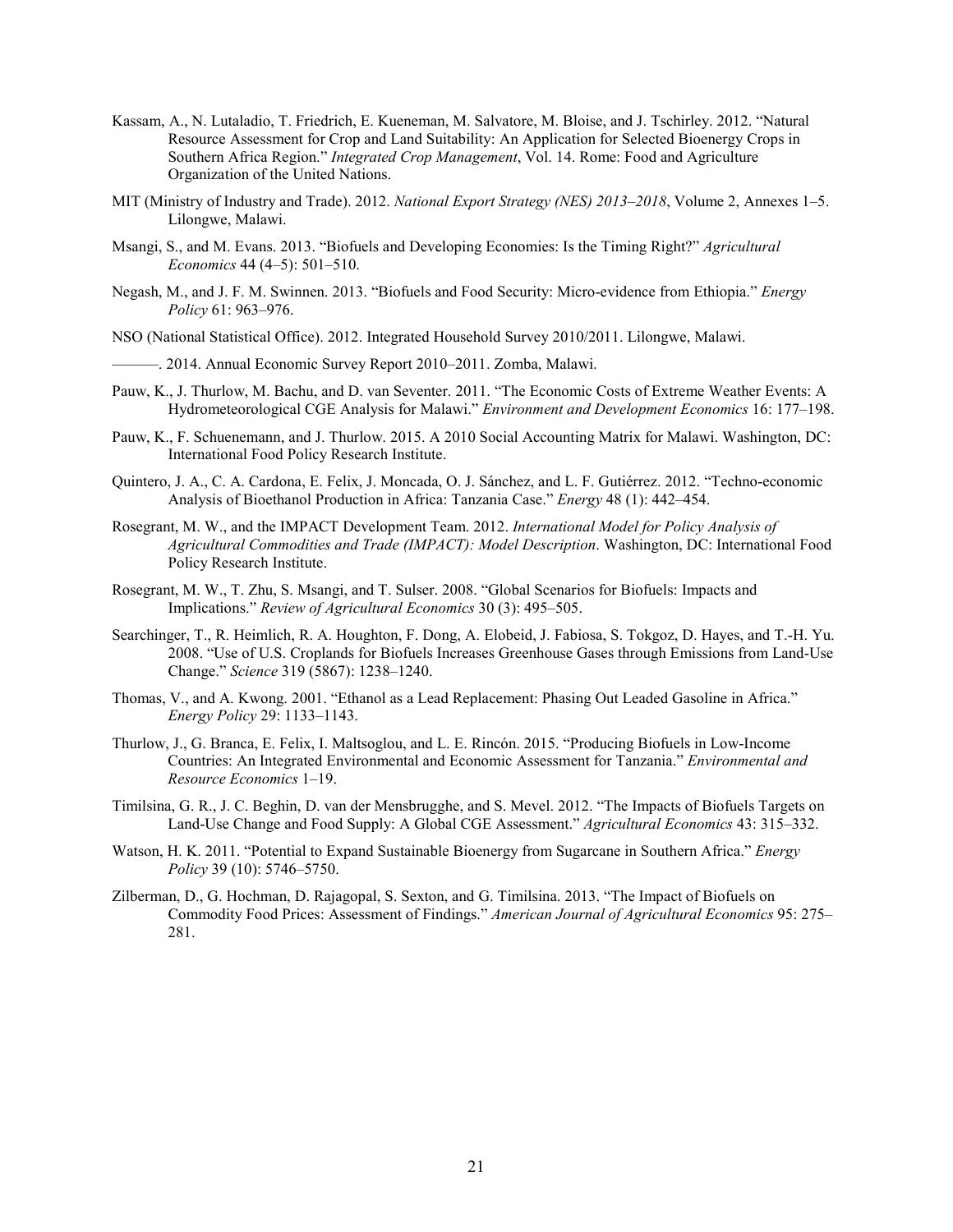Kassam, A., N. Lutaladio, T. Friedrich, E. Kueneman, M. Salvatore, M. Bloise, and J. Tschirley. 2012. "Natural Resource Assessment for Crop and Land Suitability: An Application for Selected Bioenergy Crops in Southern Africa Region." *Integrated Crop Management*, Vol. 14. Rome: Food and Agriculture Organization of the United Nations.

MIT (Ministry of Industry and Trade). 2012. *National Export Strategy (NES) 2013–2018*, Volume 2, Annexes 1–5. Lilongwe, Malawi.

Msangi, S., and M. Evans. 2013. "Biofuels and Developing Economies: Is the Timing Right?" *Agricultural Economics* 44 (4–5): 501–510.

Negash, M., and J. F. M. Swinnen. 2013. "Biofuels and Food Security: Micro-evidence from Ethiopia." *Energy Policy* 61: 963–976.

NSO (National Statistical Office). 2012. Integrated Household Survey 2010/2011. Lilongwe, Malawi.

———. 2014. Annual Economic Survey Report 2010–2011. Zomba, Malawi.

Pauw, K., J. Thurlow, M. Bachu, and D. van Seventer. 2011. "The Economic Costs of Extreme Weather Events: A Hydrometeorological CGE Analysis for Malawi." *Environment and Development Economics* 16: 177–198.

Pauw, K., F. Schuenemann, and J. Thurlow. 2015. A 2010 Social Accounting Matrix for Malawi. Washington, DC: International Food Policy Research Institute.

Quintero, J. A., C. A. Cardona, E. Felix, J. Moncada, O. J. Sánchez, and L. F. Gutiérrez. 2012. "Techno-economic Analysis of Bioethanol Production in Africa: Tanzania Case." *Energy* 48 (1): 442–454.

Rosegrant, M. W., and the IMPACT Development Team. 2012. *International Model for Policy Analysis of Agricultural Commodities and Trade (IMPACT): Model Description*. Washington, DC: International Food Policy Research Institute.

Rosegrant, M. W., T. Zhu, S. Msangi, and T. Sulser. 2008. "Global Scenarios for Biofuels: Impacts and Implications." *Review of Agricultural Economics* 30 (3): 495–505.

Searchinger, T., R. Heimlich, R. A. Houghton, F. Dong, A. Elobeid, J. Fabiosa, S. Tokgoz, D. Hayes, and T.-H. Yu. 2008. "Use of U.S. Croplands for Biofuels Increases Greenhouse Gases through Emissions from Land-Use Change." *Science* 319 (5867): 1238–1240.

Thomas, V., and A. Kwong. 2001. "Ethanol as a Lead Replacement: Phasing Out Leaded Gasoline in Africa." *Energy Policy* 29: 1133–1143.

Thurlow, J., G. Branca, E. Felix, I. Maltsoglou, and L. E. Rincón. 2015. "Producing Biofuels in Low-Income Countries: An Integrated Environmental and Economic Assessment for Tanzania." *Environmental and Resource Economics* 1–19.

Timilsina, G. R., J. C. Beghin, D. van der Mensbrugghe, and S. Mevel. 2012. "The Impacts of Biofuels Targets on Land-Use Change and Food Supply: A Global CGE Assessment." *Agricultural Economics* 43: 315–332.

Watson, H. K. 2011. "Potential to Expand Sustainable Bioenergy from Sugarcane in Southern Africa." *Energy Policy* 39 (10): 5746–5750.

Zilberman, D., G. Hochman, D. Rajagopal, S. Sexton, and G. Timilsina. 2013. "The Impact of Biofuels on Commodity Food Prices: Assessment of Findings." *American Journal of Agricultural Economics* 95: 275–281.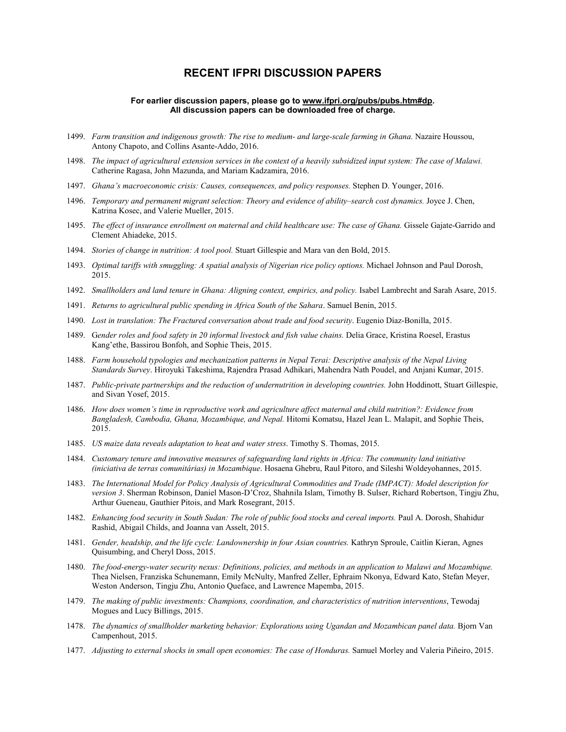## RECENT IFPRI DISCUSSION PAPERS

**For earlier discussion papers, please go to www.ifpri.org/pubs/pubs.htm#dp.**
**All discussion papers can be downloaded free of charge.**

1499. *Farm transition and indigenous growth: The rise to medium- and large-scale farming in Ghana.* Nazaire Houssou, Antony Chapoto, and Collins Asante-Addo, 2016.

1498. *The impact of agricultural extension services in the context of a heavily subsidized input system: The case of Malawi.* Catherine Ragasa, John Mazunda, and Mariam Kadzamira, 2016.

1497. *Ghana's macroeconomic crisis: Causes, consequences, and policy responses.* Stephen D. Younger, 2016.

1496. *Temporary and permanent migrant selection: Theory and evidence of ability–search cost dynamics.* Joyce J. Chen, Katrina Kosec, and Valerie Mueller, 2015.

1495. *The effect of insurance enrollment on maternal and child healthcare use: The case of Ghana.* Gissele Gajate-Garrido and Clement Ahiadeke, 2015.

1494. *Stories of change in nutrition: A tool pool.* Stuart Gillespie and Mara van den Bold, 2015.

1493. *Optimal tariffs with smuggling: A spatial analysis of Nigerian rice policy options.* Michael Johnson and Paul Dorosh, 2015.

1492. *Smallholders and land tenure in Ghana: Aligning context, empirics, and policy.* Isabel Lambrecht and Sarah Asare, 2015.

1491. *Returns to agricultural public spending in Africa South of the Sahara*. Samuel Benin, 2015.

1490. *Lost in translation: The Fractured conversation about trade and food security*. Eugenio Díaz-Bonilla, 2015.

1489. *Gender roles and food safety in 20 informal livestock and fish value chains.* Delia Grace, Kristina Roesel, Erastus Kang'ethe, Bassirou Bonfoh, and Sophie Theis, 2015.

1488. *Farm household typologies and mechanization patterns in Nepal Terai: Descriptive analysis of the Nepal Living Standards Survey*. Hiroyuki Takeshima, Rajendra Prasad Adhikari, Mahendra Nath Poudel, and Anjani Kumar, 2015.

1487. *Public-private partnerships and the reduction of undernutrition in developing countries.* John Hoddinott, Stuart Gillespie, and Sivan Yosef, 2015.

1486. *How does women's time in reproductive work and agriculture affect maternal and child nutrition?: Evidence from Bangladesh, Cambodia, Ghana, Mozambique, and Nepal.* Hitomi Komatsu, Hazel Jean L. Malapit, and Sophie Theis, 2015.

1485. *US maize data reveals adaptation to heat and water stress*. Timothy S. Thomas, 2015.

1484. *Customary tenure and innovative measures of safeguarding land rights in Africa: The community land initiative (iniciativa de terras comunitárias) in Mozambique*. Hosaena Ghebru, Raul Pitoro, and Sileshi Woldeyohannes, 2015.

1483. *The International Model for Policy Analysis of Agricultural Commodities and Trade (IMPACT): Model description for version 3*. Sherman Robinson, Daniel Mason-D'Croz, Shahnila Islam, Timothy B. Sulser, Richard Robertson, Tingju Zhu, Arthur Gueneau, Gauthier Pitois, and Mark Rosegrant, 2015.

1482. *Enhancing food security in South Sudan: The role of public food stocks and cereal imports.* Paul A. Dorosh, Shahidur Rashid, Abigail Childs, and Joanna van Asselt, 2015.

1481. *Gender, headship, and the life cycle: Landownership in four Asian countries.* Kathryn Sproule, Caitlin Kieran, Agnes Quisumbing, and Cheryl Doss, 2015.

1480. *The food-energy-water security nexus: Definitions, policies, and methods in an application to Malawi and Mozambique.* Thea Nielsen, Franziska Schunemann, Emily McNulty, Manfred Zeller, Ephraim Nkonya, Edward Kato, Stefan Meyer, Weston Anderson, Tingju Zhu, Antonio Queface, and Lawrence Mapemba, 2015.

1479. *The making of public investments: Champions, coordination, and characteristics of nutrition interventions*, Tewodaj Mogues and Lucy Billings, 2015.

1478. *The dynamics of smallholder marketing behavior: Explorations using Ugandan and Mozambican panel data.* Bjorn Van Campenhout, 2015.

1477. *Adjusting to external shocks in small open economies: The case of Honduras.* Samuel Morley and Valeria Piñeiro, 2015.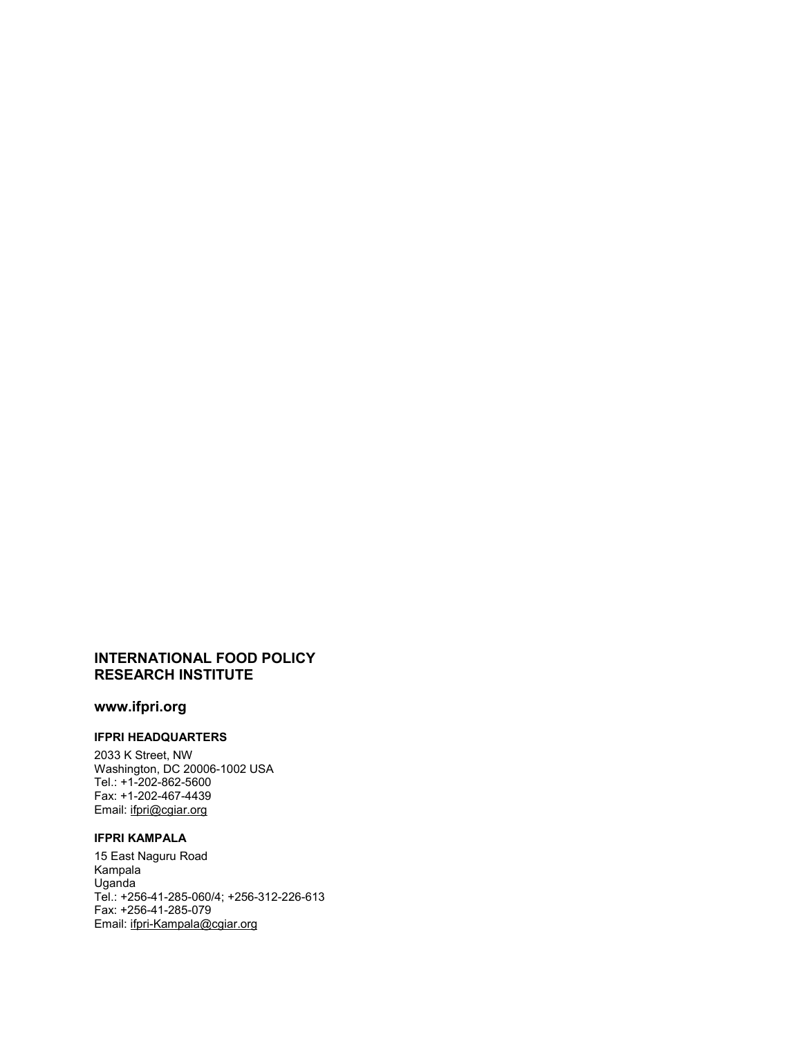**INTERNATIONAL FOOD POLICY RESEARCH INSTITUTE**

**www.ifpri.org**

**IFPRI HEADQUARTERS**

2033 K Street, NW
Washington, DC 20006-1002 USA
Tel.: +1-202-862-5600
Fax: +1-202-467-4439
Email: ifpri@cgiar.org

**IFPRI KAMPALA**

15 East Naguru Road
Kampala
Uganda
Tel.: +256-41-285-060/4; +256-312-226-613
Fax: +256-41-285-079
Email: ifpri-Kampala@cgiar.org